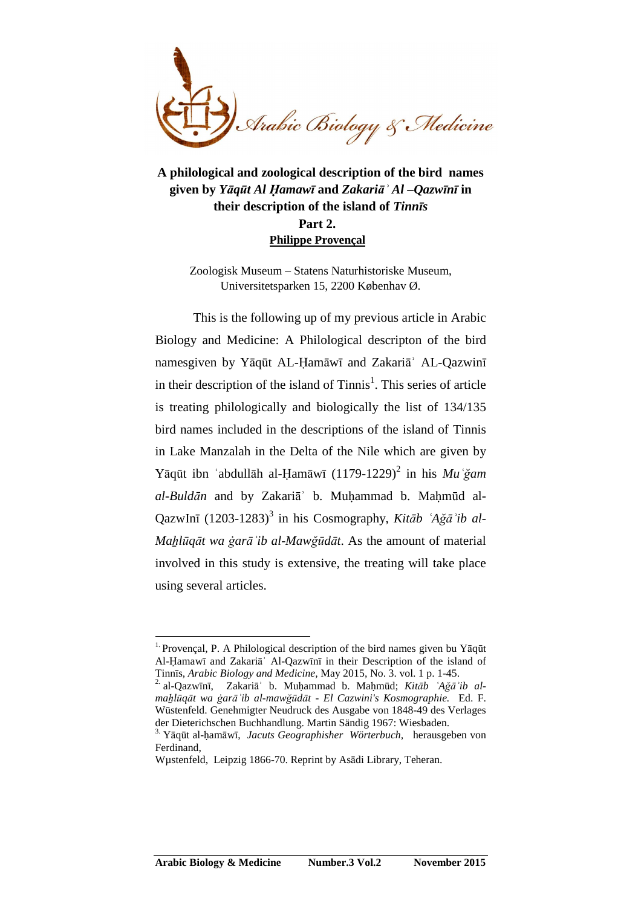# A philological and zoological description of the bird names given by *Yāqūt Al Ḥamawī* and *Zakariā᾽ Al –Qazwīnī* in their description of the island of *Tinnīs*

## Part 2.

**Philippe Provençal**

Zoologisk Museum – Statens Naturhistoriske Museum, Universitetsparken 15, 2200 København Ø.

This is the following up of my previous article in Arabic Biology and Medicine: A Philological descripton of the bird namesgiven by Yāqūt AL-Ḥamāwī and Zakariā᾽ AL-Qazwinī in their description of the island of Tinnis[1]. This series of article is treating philologically and biologically the list of 134/135 bird names included in the descriptions of the island of Tinnis in Lake Manzalah in the Delta of the Nile which are given by Yāqūt ibn ʿabdullāh al-Ḥamāwī (1179-1229)[2] in his *Muʿğam al-Buldān* and by Zakariā᾽ b. Muḥammad b. Maḥmūd al-QazwInī (1203-1283)[3] in his Cosmography, *Kitāb ʿAğā᾽ib al-Maẖlūqāt wa ġarā᾽ib al-Mawğūdāt*. As the amount of material involved in this study is extensive, the treating will take place using several articles.

---

1. Provençal, P. A Philological description of the bird names given bu Yāqūt Al-Ḥamawī and Zakariā᾽ Al-Qazwīnī in their Description of the island of Tinnīs, *Arabic Biology and Medicine,* May 2015, No. 3. vol. 1 p. 1-45.
2. al-Qazwīnī, Zakariā᾽ b. Muḥammad b. Maḥmūd; *Kitāb ʿAğā᾽ib al-maẖlūqāt wa ġarā᾽ib al-mawğūdāt - El Cazwini's Kosmographie.* Ed. F. Wūstenfeld. Genehmigter Neudruck des Ausgabe von 1848-49 des Verlages der Dieterichschen Buchhandlung. Martin Sändig 1967: Wiesbaden.
3. Yāqūt al-ḥamāwī, *Jacuts Geographisher Wörterbuch,* herausgeben von Ferdinand, Wµstenfeld, Leipzig 1866-70. Reprint by Asādi Library, Teheran.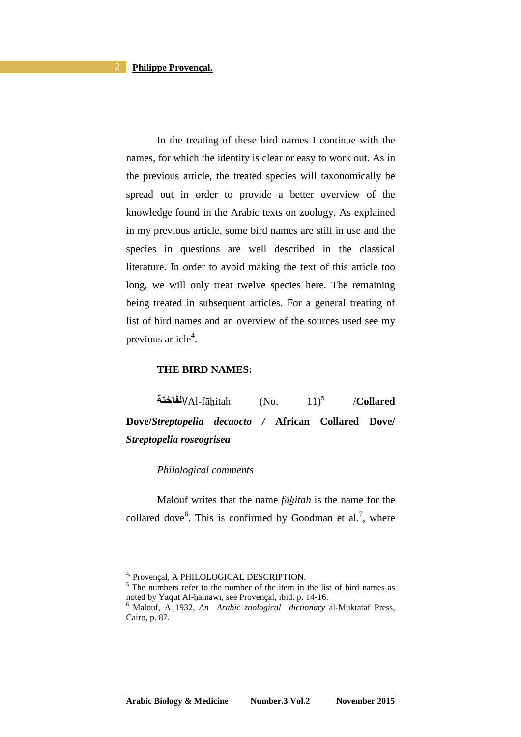In the treating of these bird names I continue with the names, for which the identity is clear or easy to work out. As in the previous article, the treated species will taxonomically be spread out in order to provide a better overview of the knowledge found in the Arabic texts on zoology. As explained in my previous article, some bird names are still in use and the species in questions are well described in the classical literature. In order to avoid making the text of this article too long, we will only treat twelve species here. The remaining being treated in subsequent articles. For a general treating of list of bird names and an overview of the sources used see my previous article[4].

**THE BIRD NAMES:**

**الفاختة/**Al-fāḫitah (No. 11)[5] /**Collared Dove/*Streptopelia decaocto* / African Collared Dove/ *Streptopelia roseogrisea***

*Philological comments*

Malouf writes that the name *fāḫitah* is the name for the collared dove[6]. This is confirmed by Goodman et al.[7], where

---

[4] Provençal, A PHILOLOGICAL DESCRIPTION.

[5] The numbers refer to the number of the item in the list of bird names as noted by Yāqūt Al-ḥamawī, see Provençal, ibid. p. 14-16.

[6] Malouf, A.,1932, *An Arabic zoological dictionary* al-Muktataf Press, Cairo, p. 87.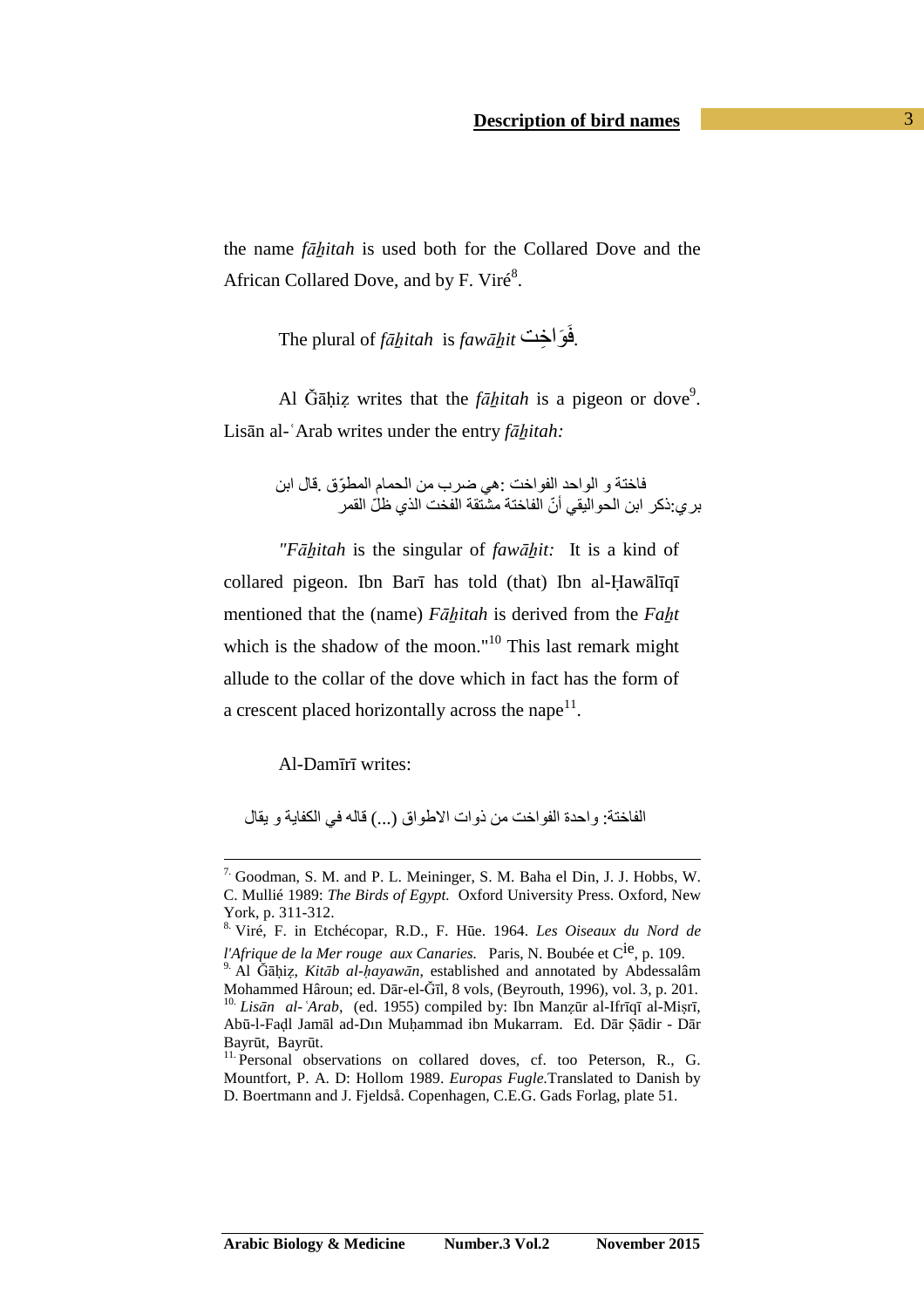the name *fāẖitah* is used both for the Collared Dove and the African Collared Dove, and by F. Viré[8].

The plural of *fāẖitah* is *fawāẖit* فَوَاخِت.

Al Ğāḥiẓ writes that the *fāẖitah* is a pigeon or dove[9]. Lisān al-ʿArab writes under the entry *fāẖitah:*

فاختة و الواحد الفواخت :هي ضرب من الحمام المطوّق .قال ابن بري:ذكر ابن الحواليقي أنّ الفاختة مشتقة الفخت الذي ظلّ القمر

*"Fāẖitah* is the singular of *fawāẖit:* It is a kind of collared pigeon. Ibn Barī has told (that) Ibn al-Ḥawālīqī mentioned that the (name) *Fāẖitah* is derived from the *Faẖt* which is the shadow of the moon."[10] This last remark might allude to the collar of the dove which in fact has the form of a crescent placed horizontally across the nape[11].

Al-Damīrī writes:

الفاختة: واحدة الفواخت من ذوات الاطواق (...) قاله في الكفاية و يقال

---

[7] Goodman, S. M. and P. L. Meininger, S. M. Baha el Din, J. J. Hobbs, W. C. Mullié 1989: *The Birds of Egypt.* Oxford University Press. Oxford, New York, p. 311-312.

[8] Viré, F. in Etchécopar, R.D., F. Hūe. 1964. *Les Oiseaux du Nord de l'Afrique de la Mer rouge aux Canaries.* Paris, N. Boubée et Cie, p. 109.

[9] Al Ğāḥiẓ, *Kitāb al-ḥayawān*, established and annotated by Abdessalâm Mohammed Hâroun; ed. Dār-el-Ğīl, 8 vols, (Beyrouth, 1996), vol. 3, p. 201.

[10] *Lisān al-ʿArab*, (ed. 1955) compiled by: Ibn Manẓūr al-Ifrīqī al-Miṣrī, Abū-l-Faḍl Jamāl ad-Dın Muḥammad ibn Mukarram. Ed. Dār Ṣādir - Dār Bayrūt, Bayrūt.

[11] Personal observations on collared doves, cf. too Peterson, R., G. Mountfort, P. A. D: Hollom 1989. *Europas Fugle.*Translated to Danish by D. Boertmann and J. Fjeldså. Copenhagen, C.E.G. Gads Forlag, plate 51.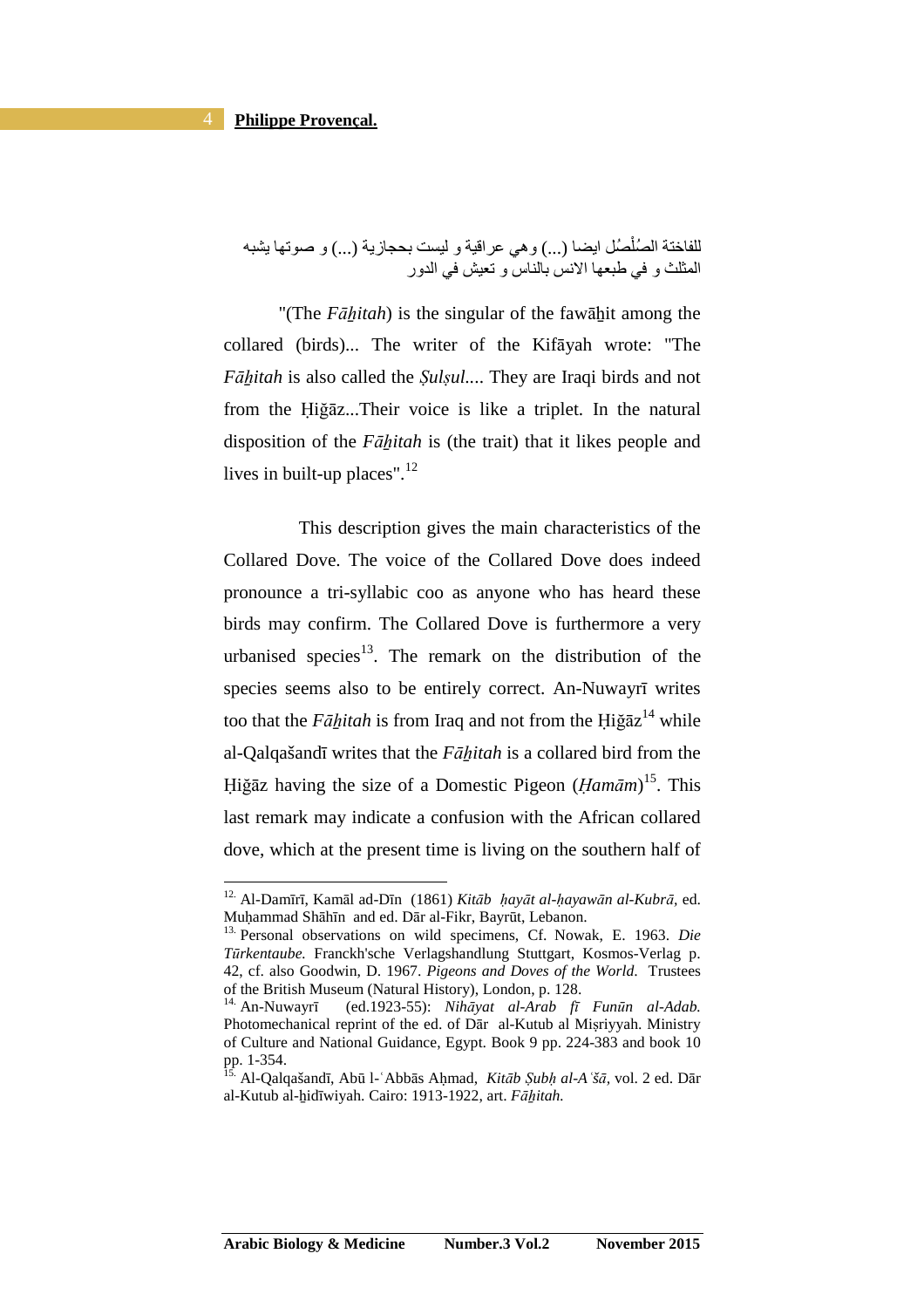للفاختة الصُلْصُل ايضا (...) وهي عراقية و ليست بحجازية (...) و صوتها يشبه المثلث و في طبعها الانس بالناس و تعيش في الدور

"(The *Fāḫitah*) is the singular of the fawāḫit among the collared (birds)... The writer of the Kifāyah wrote: "The *Fāḫitah* is also called the *Ṣulṣul*.... They are Iraqi birds and not from the Ḥiǧāz...Their voice is like a triplet. In the natural disposition of the *Fāḫitah* is (the trait) that it likes people and lives in built-up places".[12]

This description gives the main characteristics of the Collared Dove. The voice of the Collared Dove does indeed pronounce a tri-syllabic coo as anyone who has heard these birds may confirm. The Collared Dove is furthermore a very urbanised species[13]. The remark on the distribution of the species seems also to be entirely correct. An-Nuwayrī writes too that the *Fāḫitah* is from Iraq and not from the Ḥiǧāz[14] while al-Qalqašandī writes that the *Fāḫitah* is a collared bird from the Ḥiǧāz having the size of a Domestic Pigeon (*Ḥamām*)[15]. This last remark may indicate a confusion with the African collared dove, which at the present time is living on the southern half of

---

[12] Al-Damīrī, Kamāl ad-Dīn (1861) *Kitāb ḥayāt al-ḥayawān al-Kubrā*, ed. Muḥammad Shāhīn and ed. Dār al-Fikr, Bayrūt, Lebanon.

[13] Personal observations on wild specimens, Cf. Nowak, E. 1963. *Die Tūrkentaube.* Franckh'sche Verlagshandlung Stuttgart, Kosmos-Verlag p. 42, cf. also Goodwin, D. 1967. *Pigeons and Doves of the World.* Trustees of the British Museum (Natural History), London, p. 128.

[14] An-Nuwayrī (ed.1923-55): *Nihāyat al-Arab fī Funūn al-Adab.* Photomechanical reprint of the ed. of Dār al-Kutub al Miṣriyyah. Ministry of Culture and National Guidance, Egypt. Book 9 pp. 224-383 and book 10 pp. 1-354.

[15] Al-Qalqašandī, Abū l-ʿAbbās Aḥmad, *Kitāb Ṣubḥ al-Aʿšā*, vol. 2 ed. Dār al-Kutub al-ḫidīwiyah. Cairo: 1913-1922, art. *Fāḫitah.*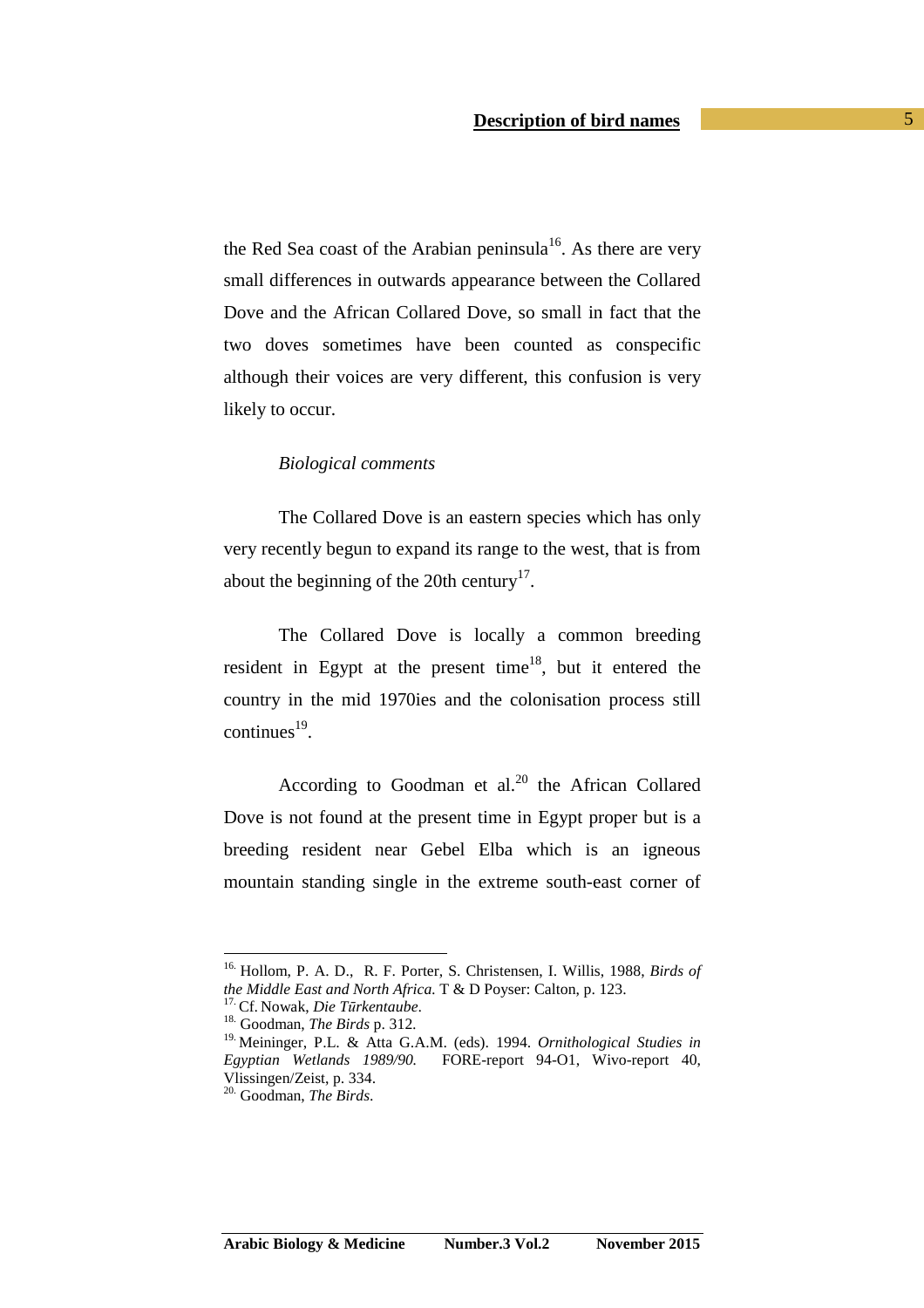the Red Sea coast of the Arabian peninsula[16]. As there are very small differences in outwards appearance between the Collared Dove and the African Collared Dove, so small in fact that the two doves sometimes have been counted as conspecific although their voices are very different, this confusion is very likely to occur.

*Biological comments*

The Collared Dove is an eastern species which has only very recently begun to expand its range to the west, that is from about the beginning of the 20th century[17].

The Collared Dove is locally a common breeding resident in Egypt at the present time[18], but it entered the country in the mid 1970ies and the colonisation process still continues[19].

According to Goodman et al.[20] the African Collared Dove is not found at the present time in Egypt proper but is a breeding resident near Gebel Elba which is an igneous mountain standing single in the extreme south-east corner of

---

[16] Hollom, P. A. D., R. F. Porter, S. Christensen, I. Willis, 1988, *Birds of the Middle East and North Africa.* T & D Poyser: Calton, p. 123.

[17] Cf. Nowak, *Die Tūrkentaube.*

[18] Goodman, *The Birds* p. 312.

[19] Meininger, P.L. & Atta G.A.M. (eds). 1994. *Ornithological Studies in Egyptian Wetlands 1989/90.* FORE-report 94-O1, Wivo-report 40, Vlissingen/Zeist, p. 334.

[20] Goodman, *The Birds.*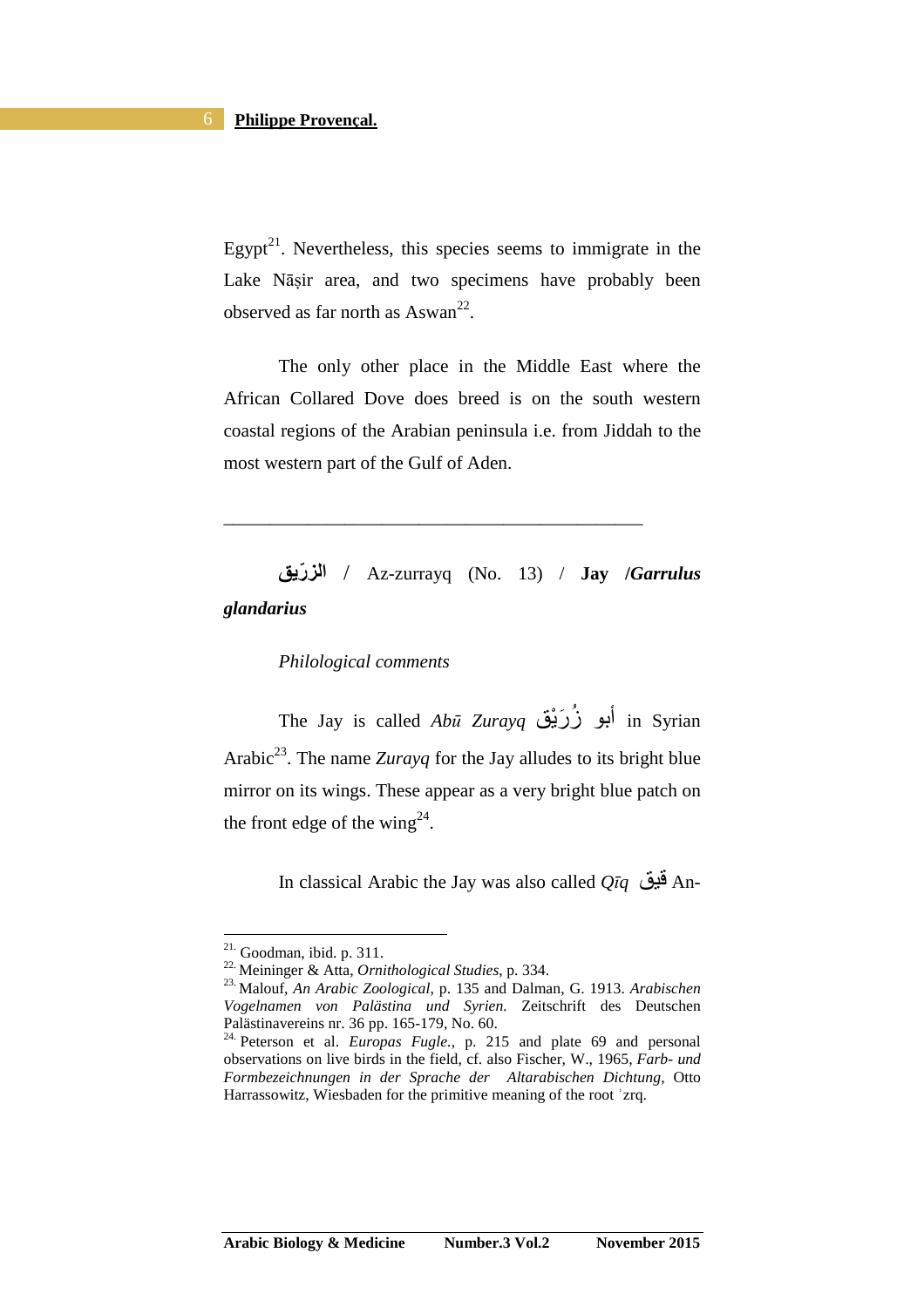Egypt[21]. Nevertheless, this species seems to immigrate in the Lake Nāṣir area, and two specimens have probably been observed as far north as Aswan[22].

The only other place in the Middle East where the African Collared Dove does breed is on the south western coastal regions of the Arabian peninsula i.e. from Jiddah to the most western part of the Gulf of Aden.

---

**الزّريق** / Az-zurrayq (No. 13) / **Jay /*Garrulus glandarius***

*Philological comments*

The Jay is called *Abū Zurayq* أبو زُرَيْق in Syrian Arabic[23]. The name *Zurayq* for the Jay alludes to its bright blue mirror on its wings. These appear as a very bright blue patch on the front edge of the wing[24].

In classical Arabic the Jay was also called *Qīq* قيق An-

---

21. Goodman, ibid. p. 311.

22. Meininger & Atta, *Ornithological Studies*, p. 334.

23. Malouf, *An Arabic Zoological*, p. 135 and Dalman, G. 1913. *Arabischen Vogelnamen von Palästina und Syrien.* Zeitschrift des Deutschen Palästinavereins nr. 36 pp. 165-179, No. 60.

24. Peterson et al. *Europas Fugle.*, p. 215 and plate 69 and personal observations on live birds in the field, cf. also Fischer, W., 1965, *Farb- und Formbezeichnungen in der Sprache der Altarabischen Dichtung*, Otto Harrassowitz, Wiesbaden for the primitive meaning of the root ʾzrq.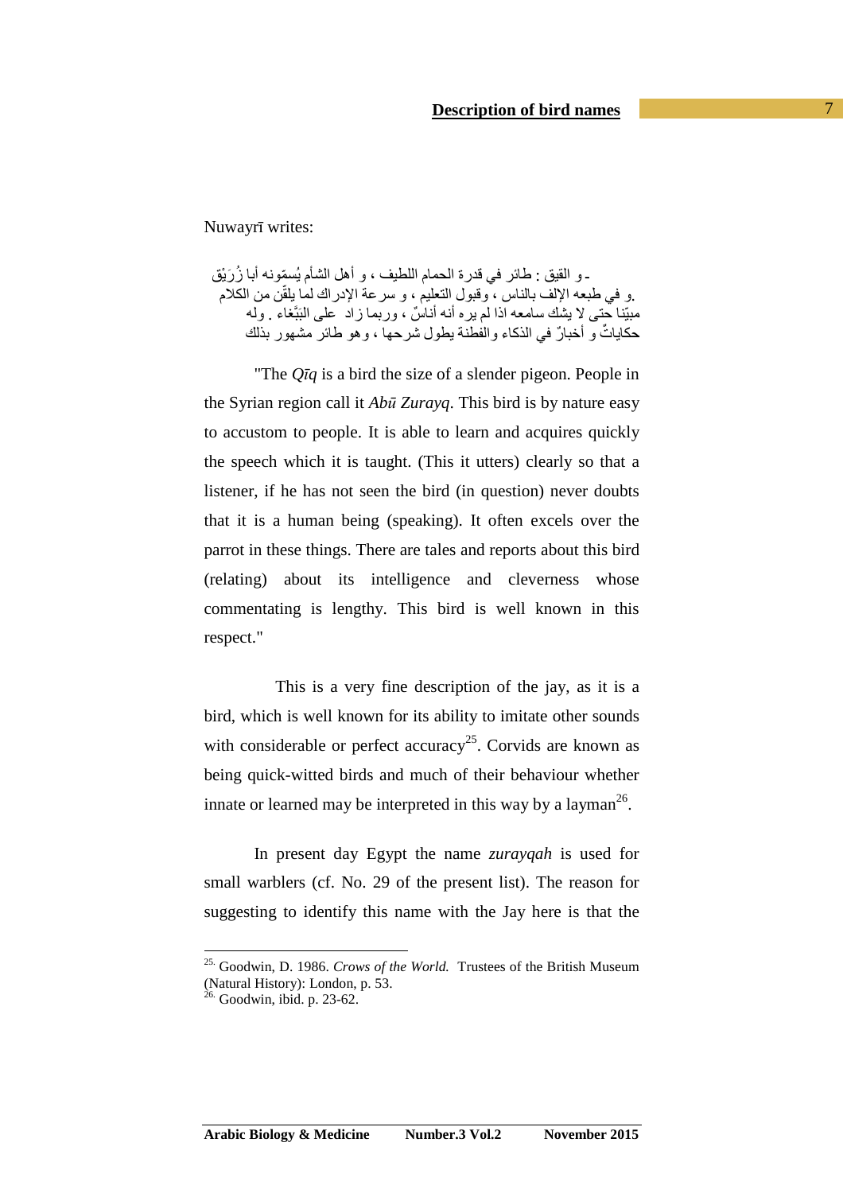Nuwayrī writes:

ـ و القيق : طائر في قدرة الحمام اللطيف ، و أهل الشأم يُسمّونه أبا زُرَيْق
.و في طبعه الإلف بالناس ، وقبول التعليم ، و سرعة الإدراك لما يلقّن من الكلام
مبيّنا حتى لا يشك سامعه اذا لم يره أنه أناسٌ ، وربما زاد على البَبَّغاء . وله
حكاياتٌ و أخبارٌ في الذكاء والفطنة يطول شرحها ، وهو طائر مشهور بذلك

"The *Qīq* is a bird the size of a slender pigeon. People in the Syrian region call it *Abū Zurayq*. This bird is by nature easy to accustom to people. It is able to learn and acquires quickly the speech which it is taught. (This it utters) clearly so that a listener, if he has not seen the bird (in question) never doubts that it is a human being (speaking). It often excels over the parrot in these things. There are tales and reports about this bird (relating) about its intelligence and cleverness whose commentating is lengthy. This bird is well known in this respect."

This is a very fine description of the jay, as it is a bird, which is well known for its ability to imitate other sounds with considerable or perfect accuracy[25]. Corvids are known as being quick-witted birds and much of their behaviour whether innate or learned may be interpreted in this way by a layman[26].

In present day Egypt the name *zurayqah* is used for small warblers (cf. No. 29 of the present list). The reason for suggesting to identify this name with the Jay here is that the

---

25. Goodwin, D. 1986. *Crows of the World.* Trustees of the British Museum (Natural History): London, p. 53.

26. Goodwin, ibid. p. 23-62.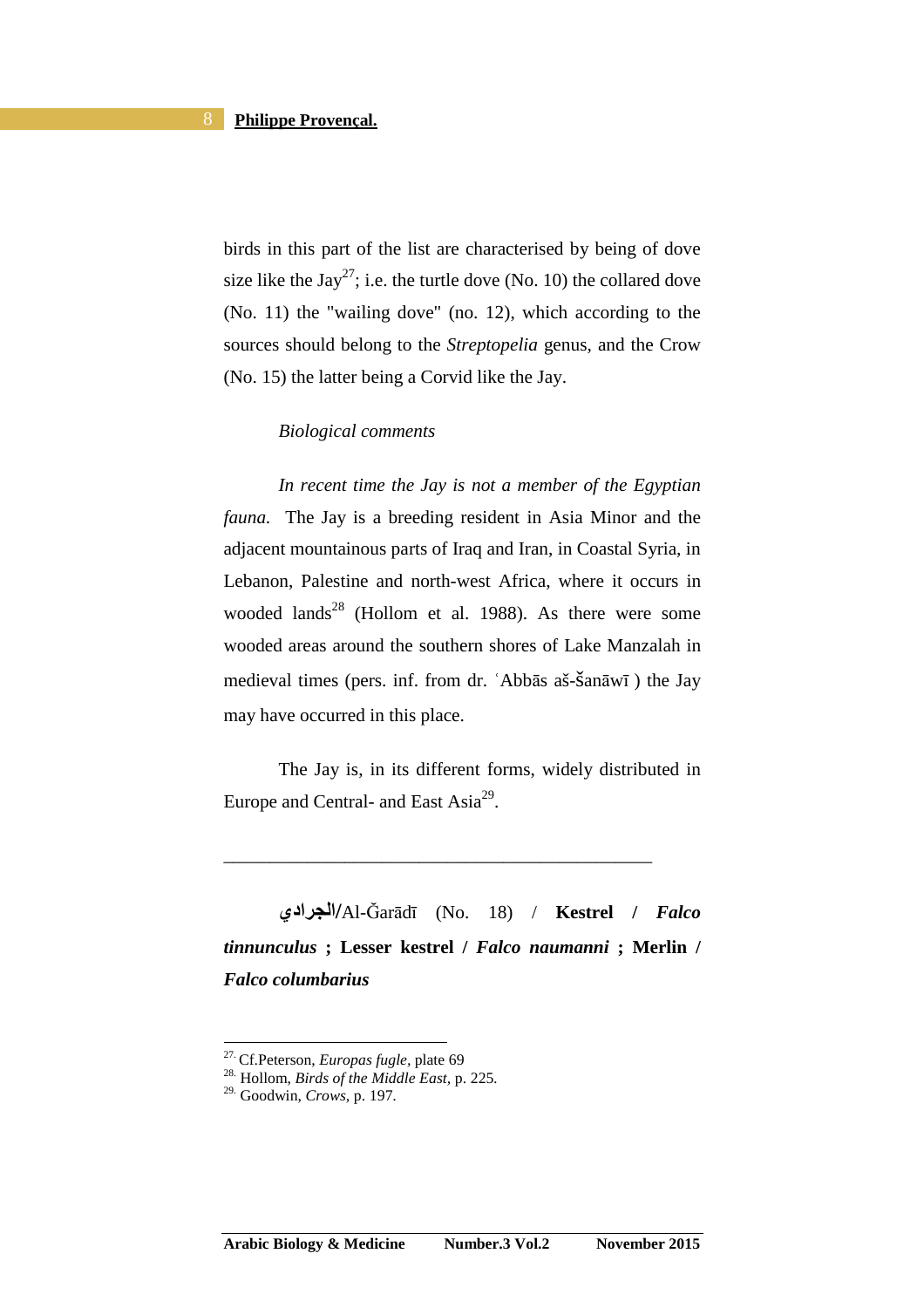birds in this part of the list are characterised by being of dove size like the Jay[27]; i.e. the turtle dove (No. 10) the collared dove (No. 11) the "wailing dove" (no. 12), which according to the sources should belong to the *Streptopelia* genus, and the Crow (No. 15) the latter being a Corvid like the Jay.

*Biological comments*

*In recent time the Jay is not a member of the Egyptian fauna.* The Jay is a breeding resident in Asia Minor and the adjacent mountainous parts of Iraq and Iran, in Coastal Syria, in Lebanon, Palestine and north-west Africa, where it occurs in wooded lands[28] (Hollom et al. 1988). As there were some wooded areas around the southern shores of Lake Manzalah in medieval times (pers. inf. from dr. ʿAbbās aš-Šanāwī ) the Jay may have occurred in this place.

The Jay is, in its different forms, widely distributed in Europe and Central- and East Asia[29].

---

**الجرادي/**Al-Ğarādī (No. 18) / **Kestrel / *Falco tinnunculus*** ; **Lesser kestrel / *Falco naumanni*** ; **Merlin / *Falco columbarius***

---

27. Cf.Peterson, *Europas fugle*, plate 69
28. Hollom, *Birds of the Middle East*, p. 225.
29. Goodwin, *Crows*, p. 197.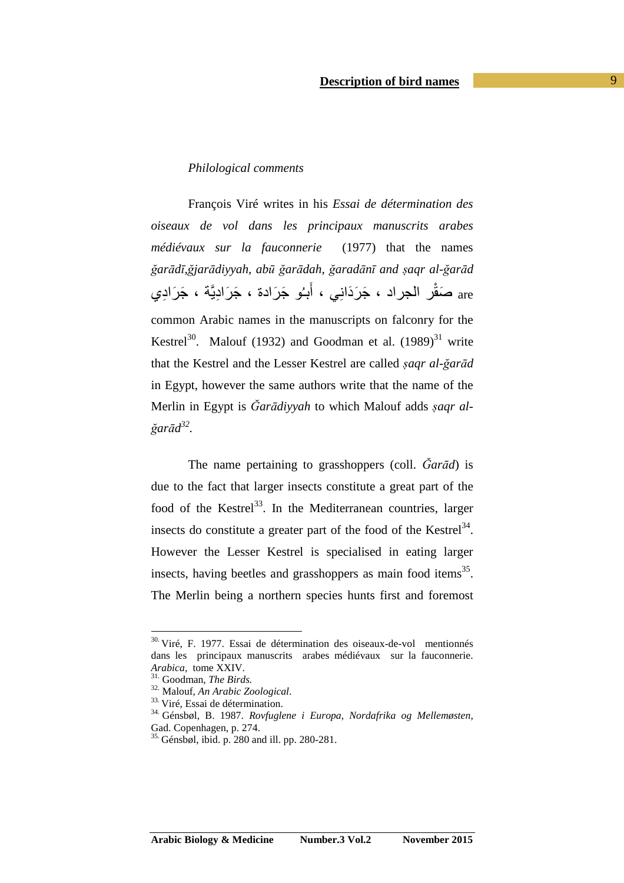*Philological comments*

François Viré writes in his *Essai de détermination des oiseaux de vol dans les principaux manuscrits arabes médiévaux sur la fauconnerie* (1977) that the names *ğarādī,ğjarādiyyah, abū ğarādah, ğaradānī and ṣaqr al-ğarād* صَقْر الجراد ، جَرَدَاني ، أَبُو جَرَادة ، جَرَادِيَّة ، جَرَادِي are common Arabic names in the manuscripts on falconry for the Kestrel[30]. Malouf (1932) and Goodman et al. (1989)[31] write that the Kestrel and the Lesser Kestrel are called *ṣaqr al-ğarād* in Egypt, however the same authors write that the name of the Merlin in Egypt is *Ğarādiyyah* to which Malouf adds *ṣaqr al-ğarād*[32].

The name pertaining to grasshoppers (coll. *Ğarād*) is due to the fact that larger insects constitute a great part of the food of the Kestrel[33]. In the Mediterranean countries, larger insects do constitute a greater part of the food of the Kestrel[34]. However the Lesser Kestrel is specialised in eating larger insects, having beetles and grasshoppers as main food items[35]. The Merlin being a northern species hunts first and foremost

---

30. Viré, F. 1977. Essai de détermination des oiseaux-de-vol mentionnés dans les principaux manuscrits arabes médiévaux sur la fauconnerie. *Arabica,* tome XXIV.

31. Goodman, *The Birds.*

32. Malouf, *An Arabic Zoological*.

33. Viré, Essai de détermination.

34. Génsbøl, B. 1987. *Rovfuglene i Europa, Nordafrika og Mellemøsten,* Gad. Copenhagen, p. 274.

35. Génsbøl, ibid. p. 280 and ill. pp. 280-281.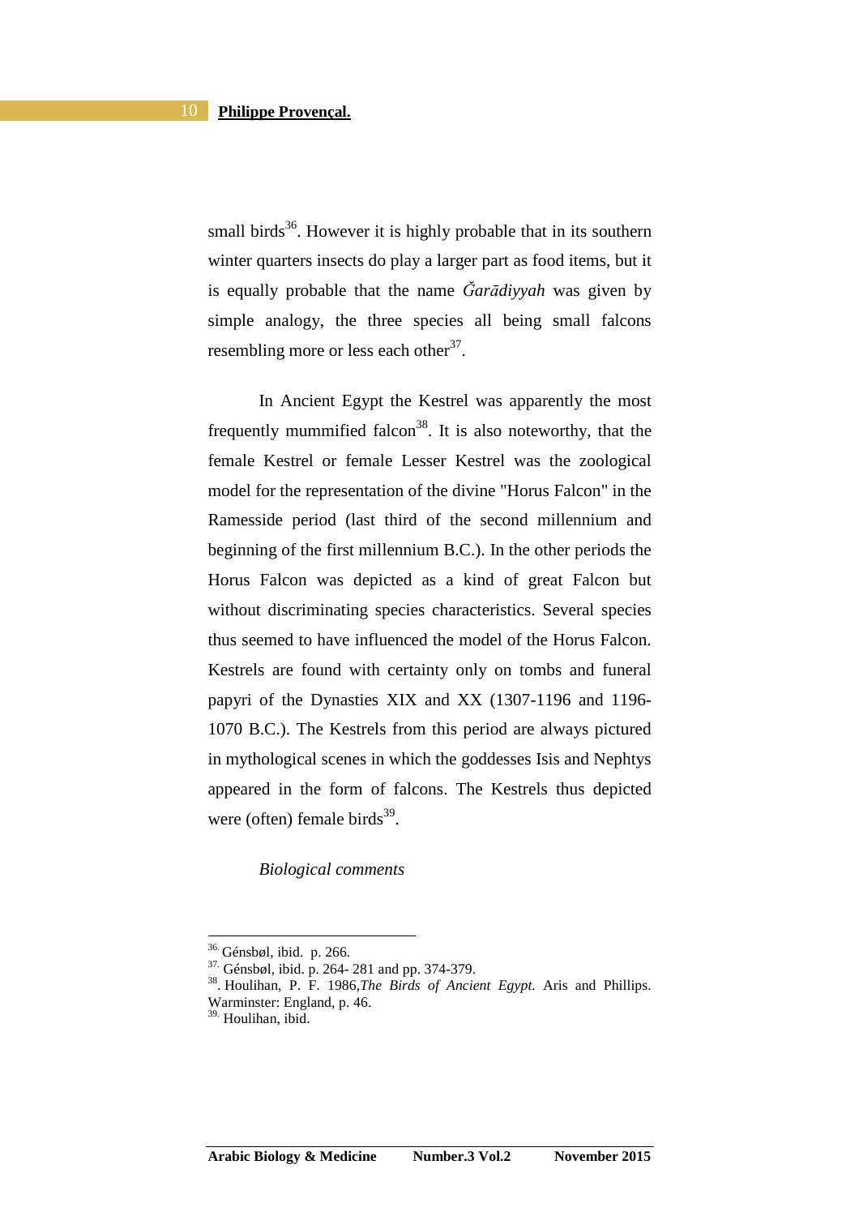small birds[36]. However it is highly probable that in its southern winter quarters insects do play a larger part as food items, but it is equally probable that the name *Ğarādiyyah* was given by simple analogy, the three species all being small falcons resembling more or less each other[37].

In Ancient Egypt the Kestrel was apparently the most frequently mummified falcon[38]. It is also noteworthy, that the female Kestrel or female Lesser Kestrel was the zoological model for the representation of the divine "Horus Falcon" in the Ramesside period (last third of the second millennium and beginning of the first millennium B.C.). In the other periods the Horus Falcon was depicted as a kind of great Falcon but without discriminating species characteristics. Several species thus seemed to have influenced the model of the Horus Falcon. Kestrels are found with certainty only on tombs and funeral papyri of the Dynasties XIX and XX (1307-1196 and 1196-1070 B.C.). The Kestrels from this period are always pictured in mythological scenes in which the goddesses Isis and Nephtys appeared in the form of falcons. The Kestrels thus depicted were (often) female birds[39].

*Biological comments*

---

[36] Génsbøl, ibid. p. 266.

[37] Génsbøl, ibid. p. 264- 281 and pp. 374-379.

[38]. Houlihan, P. F. 1986,*The Birds of Ancient Egypt.* Aris and Phillips. Warminster: England, p. 46.

[39] Houlihan, ibid.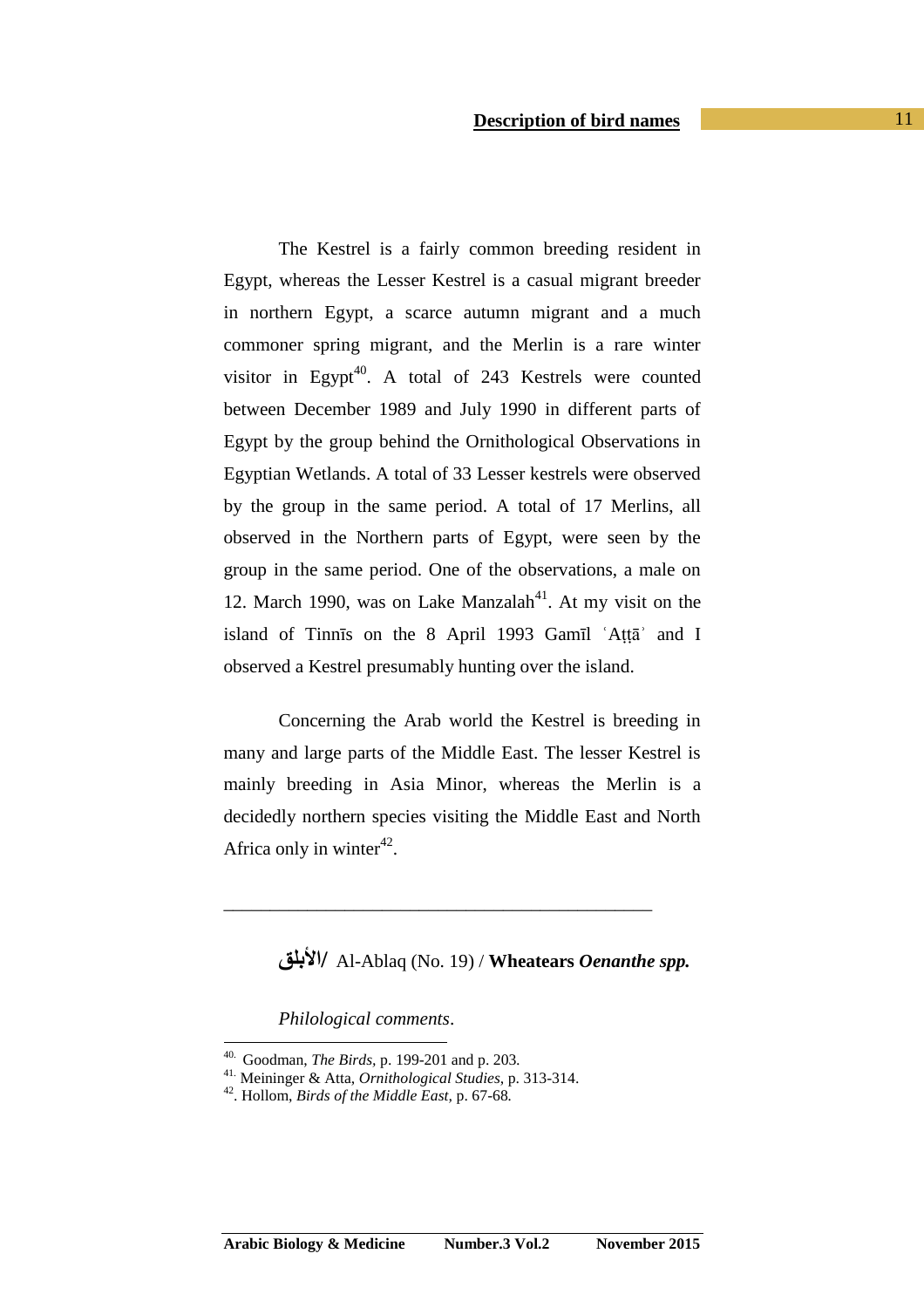The Kestrel is a fairly common breeding resident in Egypt, whereas the Lesser Kestrel is a casual migrant breeder in northern Egypt, a scarce autumn migrant and a much commoner spring migrant, and the Merlin is a rare winter visitor in Egypt[40]. A total of 243 Kestrels were counted between December 1989 and July 1990 in different parts of Egypt by the group behind the Ornithological Observations in Egyptian Wetlands. A total of 33 Lesser kestrels were observed by the group in the same period. A total of 17 Merlins, all observed in the Northern parts of Egypt, were seen by the group in the same period. One of the observations, a male on 12. March 1990, was on Lake Manzalah[41]. At my visit on the island of Tinnīs on the 8 April 1993 Gamīl ʿAṭṭāʾ and I observed a Kestrel presumably hunting over the island.

Concerning the Arab world the Kestrel is breeding in many and large parts of the Middle East. The lesser Kestrel is mainly breeding in Asia Minor, whereas the Merlin is a decidedly northern species visiting the Middle East and North Africa only in winter[42].

---

**الأبلق/** Al-Ablaq (No. 19) / **Wheatears *Oenanthe spp.***

*Philological comments*.

---

[40]. Goodman, *The Birds*, p. 199-201 and p. 203.

[41]. Meininger & Atta, *Ornithological Studies*, p. 313-314.

[42]. Hollom, *Birds of the Middle East*, p. 67-68.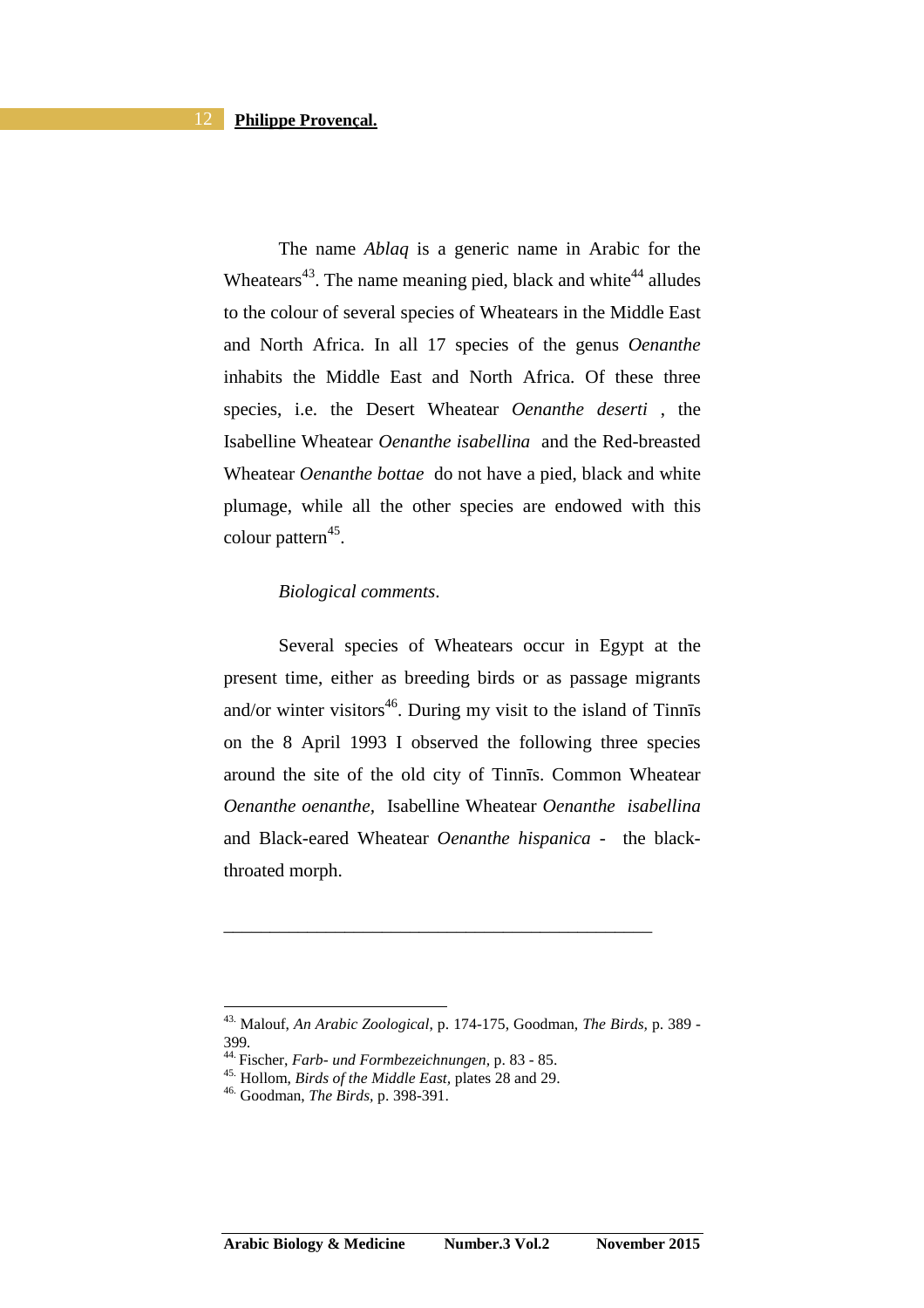The name *Ablaq* is a generic name in Arabic for the Wheatears[43]. The name meaning pied, black and white[44] alludes to the colour of several species of Wheatears in the Middle East and North Africa. In all 17 species of the genus *Oenanthe* inhabits the Middle East and North Africa. Of these three species, i.e. the Desert Wheatear *Oenanthe deserti* , the Isabelline Wheatear *Oenanthe isabellina* and the Red-breasted Wheatear *Oenanthe bottae* do not have a pied, black and white plumage, while all the other species are endowed with this colour pattern[45].

*Biological comments*.

Several species of Wheatears occur in Egypt at the present time, either as breeding birds or as passage migrants and/or winter visitors[46]. During my visit to the island of Tinnīs on the 8 April 1993 I observed the following three species around the site of the old city of Tinnīs. Common Wheatear *Oenanthe oenanthe,* Isabelline Wheatear *Oenanthe isabellina* and Black-eared Wheatear *Oenanthe hispanica* - the black-throated morph.

---

43. Malouf, *An Arabic Zoological*, p. 174-175, Goodman, *The Birds*, p. 389 - 399.
44. Fischer, *Farb- und Formbezeichnungen*, p. 83 - 85.
45. Hollom, *Birds of the Middle East*, plates 28 and 29.
46. Goodman, *The Birds*, p. 398-391.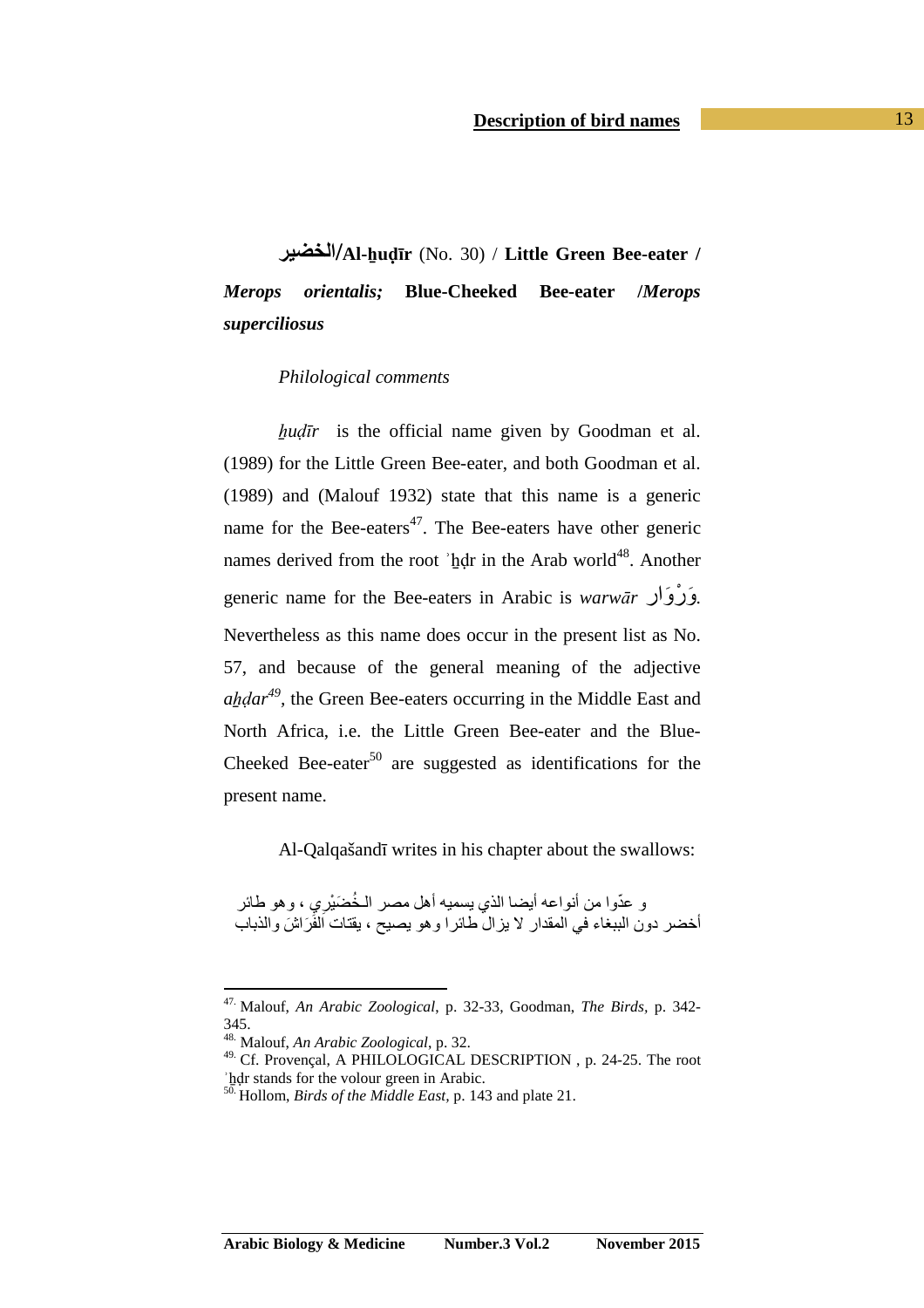**الخضير/Al-ẖuḍīr** (No. 30) / **Little Green Bee-eater /** ***Merops orientalis;*** **Blue-Cheeked Bee-eater /*Merops superciliosus***

*Philological comments*

*ẖuḍīr* is the official name given by Goodman et al. (1989) for the Little Green Bee-eater, and both Goodman et al. (1989) and (Malouf 1932) state that this name is a generic name for the Bee-eaters[47]. The Bee-eaters have other generic names derived from the root ʾẖḍr in the Arab world[48]. Another generic name for the Bee-eaters in Arabic is *warwār* وَرْوَار. Nevertheless as this name does occur in the present list as No. 57, and because of the general meaning of the adjective *aẖḍar*[49], the Green Bee-eaters occurring in the Middle East and North Africa, i.e. the Little Green Bee-eater and the Blue-Cheeked Bee-eater[50] are suggested as identifications for the present name.

Al-Qalqašandī writes in his chapter about the swallows:

و عدّوا من أنواعه أيضا الذي يسميه أهل مصر الـخُضَيْرِي ، وهو طائر أخضر دون الببغاء في المقدار لا يزال طائرا وهو يصيح ، يقتات الفَرَاشَ والذباب

---

[47] Malouf, *An Arabic Zoological*, p. 32-33, Goodman, *The Birds*, p. 342-345.

[48] Malouf, *An Arabic Zoological*, p. 32.

[49] Cf. Provençal, A PHILOLOGICAL DESCRIPTION , p. 24-25. The root ʾẖḍr stands for the volour green in Arabic.

[50] Hollom, *Birds of the Middle East*, p. 143 and plate 21.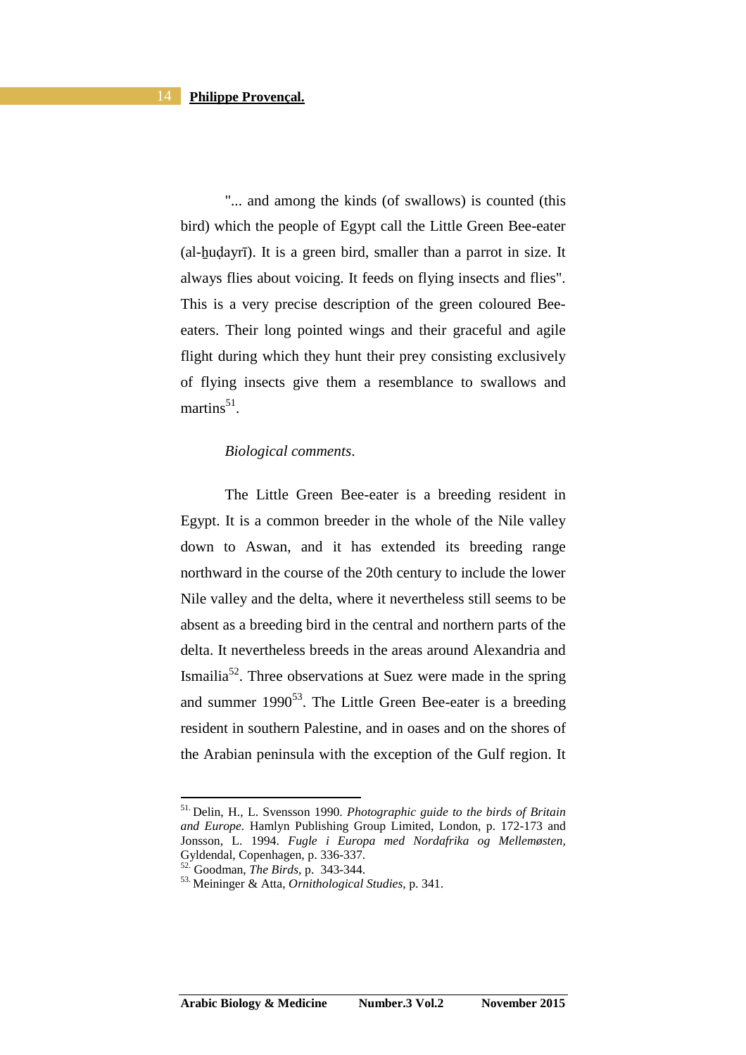"... and among the kinds (of swallows) is counted (this bird) which the people of Egypt call the Little Green Bee-eater (al-ḫuḍayrī). It is a green bird, smaller than a parrot in size. It always flies about voicing. It feeds on flying insects and flies". This is a very precise description of the green coloured Bee-eaters. Their long pointed wings and their graceful and agile flight during which they hunt their prey consisting exclusively of flying insects give them a resemblance to swallows and martins[51].

*Biological comments*.

The Little Green Bee-eater is a breeding resident in Egypt. It is a common breeder in the whole of the Nile valley down to Aswan, and it has extended its breeding range northward in the course of the 20th century to include the lower Nile valley and the delta, where it nevertheless still seems to be absent as a breeding bird in the central and northern parts of the delta. It nevertheless breeds in the areas around Alexandria and Ismailia[52]. Three observations at Suez were made in the spring and summer 1990[53]. The Little Green Bee-eater is a breeding resident in southern Palestine, and in oases and on the shores of the Arabian peninsula with the exception of the Gulf region. It

---

[51] Delin, H., L. Svensson 1990. *Photographic guide to the birds of Britain and Europe.* Hamlyn Publishing Group Limited, London, p. 172-173 and Jonsson, L. 1994. *Fugle i Europa med Nordafrika og Mellemøsten*, Gyldendal, Copenhagen, p. 336-337.

[52] Goodman, *The Birds*, p. 343-344.

[53] Meininger & Atta, *Ornithological Studies*, p. 341.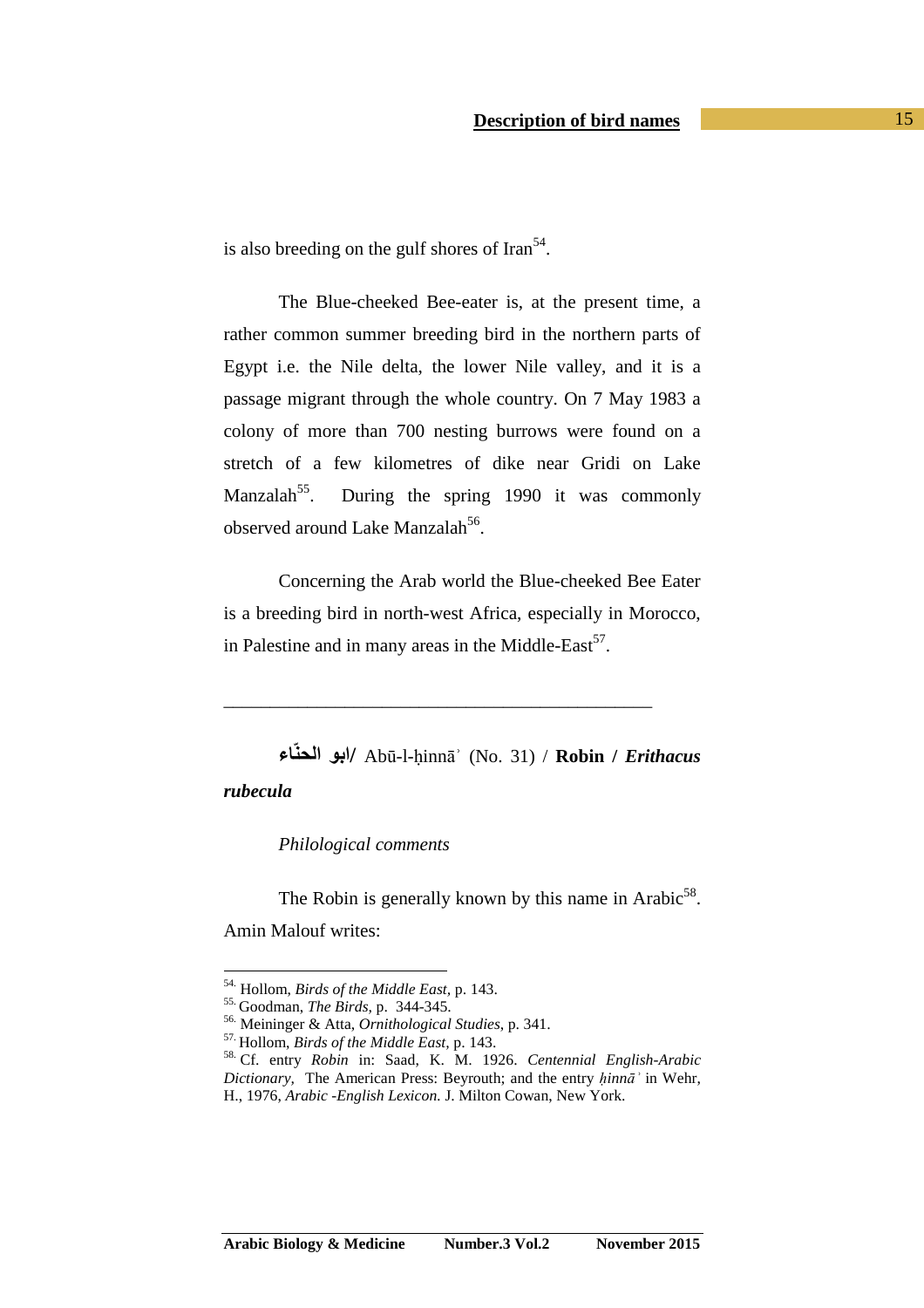is also breeding on the gulf shores of Iran[54].

The Blue-cheeked Bee-eater is, at the present time, a rather common summer breeding bird in the northern parts of Egypt i.e. the Nile delta, the lower Nile valley, and it is a passage migrant through the whole country. On 7 May 1983 a colony of more than 700 nesting burrows were found on a stretch of a few kilometres of dike near Gridi on Lake Manzalah[55]. During the spring 1990 it was commonly observed around Lake Manzalah[56].

Concerning the Arab world the Blue-cheeked Bee Eater is a breeding bird in north-west Africa, especially in Morocco, in Palestine and in many areas in the Middle-East[57].

---

**ابو الحنّاء/** Abū-l-ḥinnāʾ (No. 31) / **Robin /** ***Erithacus rubecula***

*Philological comments*

The Robin is generally known by this name in Arabic[58]. Amin Malouf writes:

---

54. Hollom, *Birds of the Middle East*, p. 143.
55. Goodman, *The Birds*, p. 344-345.
56. Meininger & Atta, *Ornithological Studies*, p. 341.
57. Hollom, *Birds of the Middle East*, p. 143.
58. Cf. entry *Robin* in: Saad, K. M. 1926. *Centennial English-Arabic Dictionary*, The American Press: Beyrouth; and the entry *ḥinnāʾ* in Wehr, H., 1976, *Arabic -English Lexicon.* J. Milton Cowan, New York.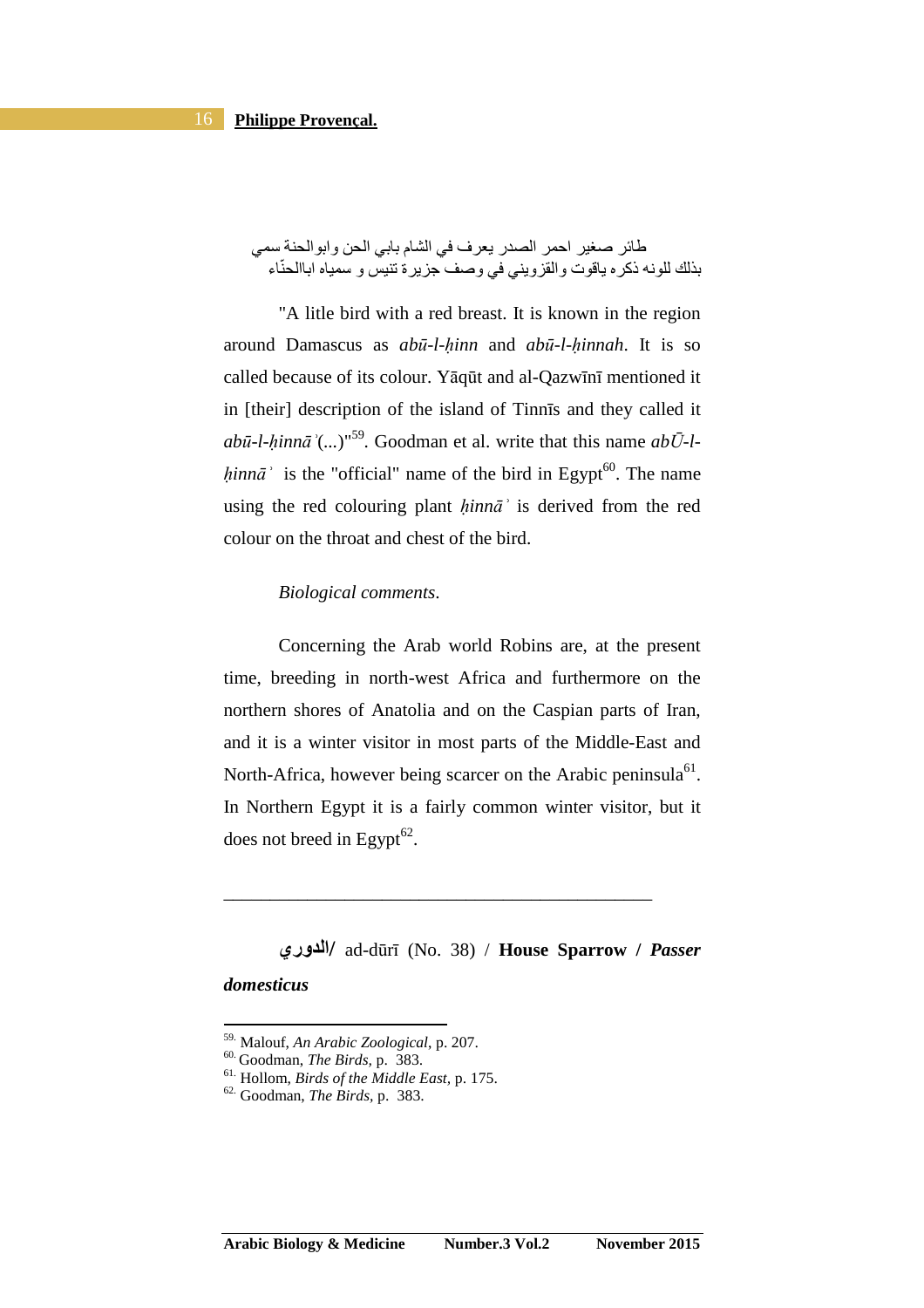طائر صغير احمر الصدر يعرف في الشام بابي الحن وابو الحنة سمي
بذلك للونه ذكره ياقوت والقزويني في وصف جزيرة تنيس و سمياه اباالحنّاء

"A litle bird with a red breast. It is known in the region around Damascus as *abū-l-ḥinn* and *abū-l-ḥinnah*. It is so called because of its colour. Yāqūt and al-Qazwīnī mentioned it in [their] description of the island of Tinnīs and they called it *abū-l-ḥinnā*ʾ(...)"[59]. Goodman et al. write that this name *abŪ-l-ḥinnā*ʾ is the "official" name of the bird in Egypt[60]. The name using the red colouring plant *ḥinnā*ʾ is derived from the red colour on the throat and chest of the bird.

*Biological comments*.

Concerning the Arab world Robins are, at the present time, breeding in north-west Africa and furthermore on the northern shores of Anatolia and on the Caspian parts of Iran, and it is a winter visitor in most parts of the Middle-East and North-Africa, however being scarcer on the Arabic peninsula[61]. In Northern Egypt it is a fairly common winter visitor, but it does not breed in Egypt[62].

---

**الدوري/** ad-dūrī (No. 38) / **House Sparrow / *Passer domesticus***

---

59. Malouf, *An Arabic Zoological*, p. 207.
60. Goodman, *The Birds*, p. 383.
61. Hollom, *Birds of the Middle East*, p. 175.
62. Goodman, *The Birds*, p. 383.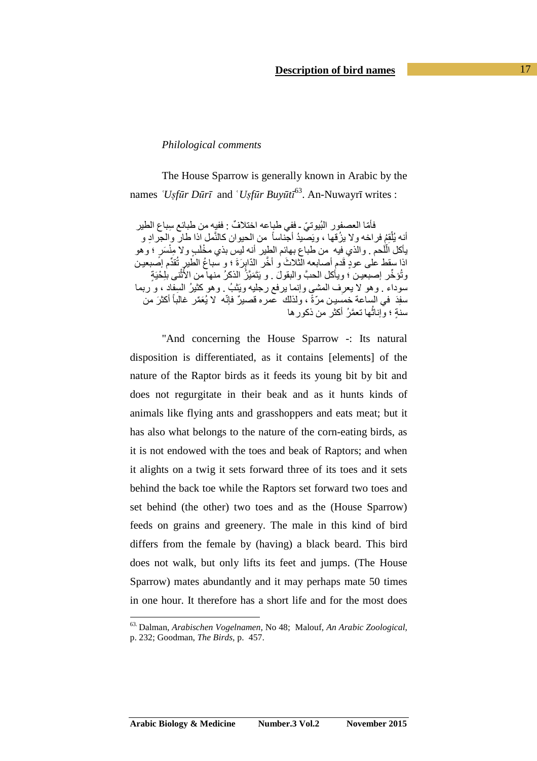*Philological comments*

The House Sparrow is generally known in Arabic by the names *ʿUṣfūr Dūrī* and *ʿUṣfūr Buyūtī*[63]. An-Nuwayrī writes :

فأمّا العصفور البُيوتيّ ـ ففي طباعه اختلافٌ : ففيه من طبائع سِباع الطير أنه يُلْقِمُ فراخه ولا يزُقها ، ويَصيدُ أجناساً من الحيوان كالنَّمل اذا طار والجرادِ و يأكل اللّحم . والذي فيه من طباع بهائم الطير أنه ليس بذي مِخْلَبٍ ولا مِنْسَرٍ ؛ وهو اذا سقط على عودٍ قَدم أصابعه الثلاثَ و أخّر الدّابِرَةَ ؛ و سباعُ الطير تُقدّم إصبعين وتُؤخّر إصبعين ؛ ويأكل الحبَّ والبقولَ . و يَتَمَيَّزُ الذكرُ منها من الأُنثى بلِحْيَةٍ سوداء . وهو لا يعرف المشي وإنما يرفع رجليه ويَثِبُ . وهو كثيرُ السِفاد ، و ربما سفِدَ في الساعة خمسين مرّةً ، ولذلك عمره قصيرٌ فإنّه لا يُعَمّر غالباً أكثرَ من سنةٍ ؛ وإناثُها تعمَّرُ أكثر من ذكورها

"And concerning the House Sparrow -: Its natural disposition is differentiated, as it contains [elements] of the nature of the Raptor birds as it feeds its young bit by bit and does not regurgitate in their beak and as it hunts kinds of animals like flying ants and grasshoppers and eats meat; but it has also what belongs to the nature of the corn-eating birds, as it is not endowed with the toes and beak of Raptors; and when it alights on a twig it sets forward three of its toes and it sets behind the back toe while the Raptors set forward two toes and set behind (the other) two toes and as the (House Sparrow) feeds on grains and greenery. The male in this kind of bird differs from the female by (having) a black beard. This bird does not walk, but only lifts its feet and jumps. (The House Sparrow) mates abundantly and it may perhaps mate 50 times in one hour. It therefore has a short life and for the most does

---

[63] Dalman, *Arabischen Vogelnamen*, No 48; Malouf, *An Arabic Zoological*, p. 232; Goodman, *The Birds*, p. 457.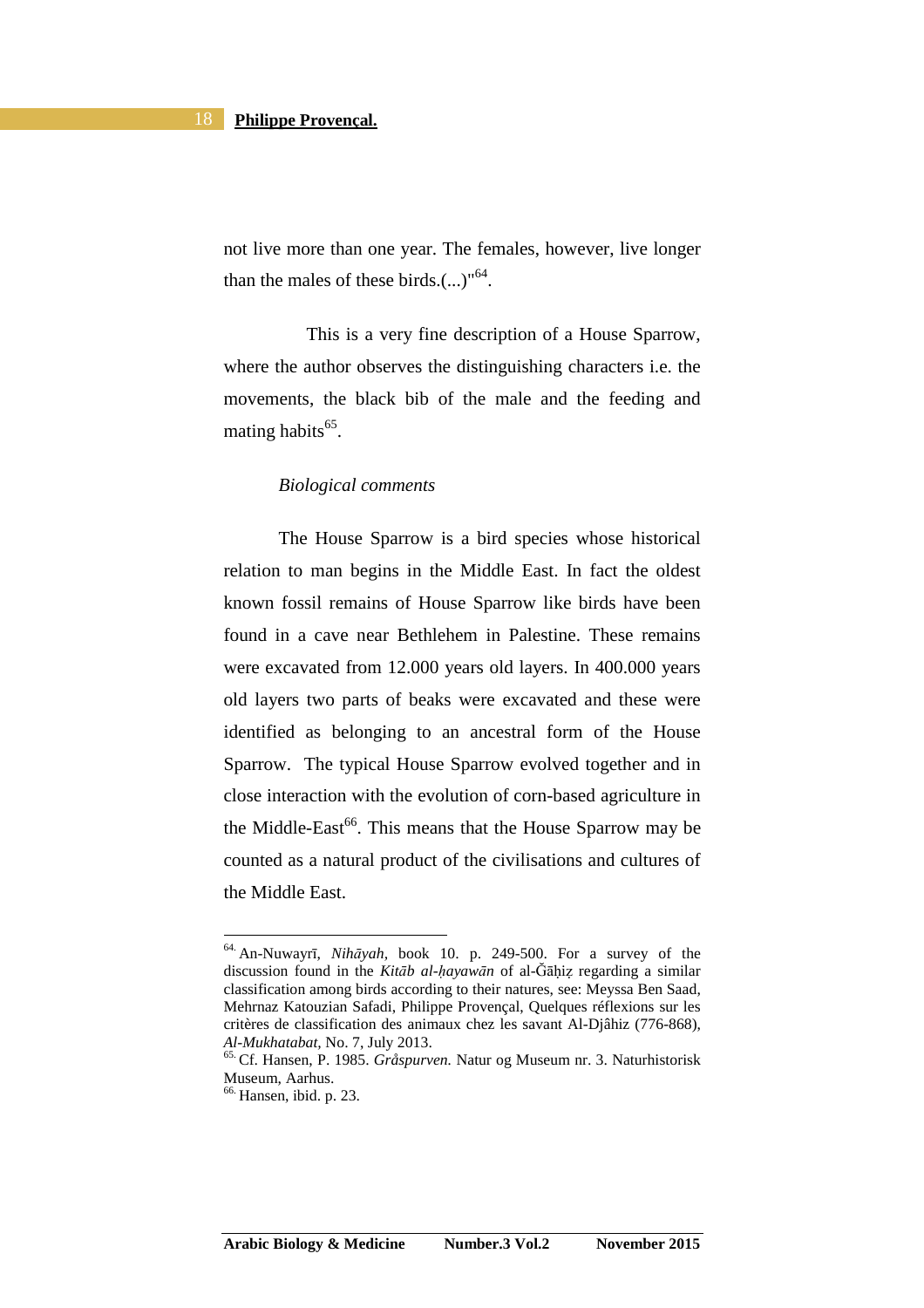not live more than one year. The females, however, live longer than the males of these birds.(...)"[64].

This is a very fine description of a House Sparrow, where the author observes the distinguishing characters i.e. the movements, the black bib of the male and the feeding and mating habits[65].

*Biological comments*

The House Sparrow is a bird species whose historical relation to man begins in the Middle East. In fact the oldest known fossil remains of House Sparrow like birds have been found in a cave near Bethlehem in Palestine. These remains were excavated from 12.000 years old layers. In 400.000 years old layers two parts of beaks were excavated and these were identified as belonging to an ancestral form of the House Sparrow. The typical House Sparrow evolved together and in close interaction with the evolution of corn-based agriculture in the Middle-East[66]. This means that the House Sparrow may be counted as a natural product of the civilisations and cultures of the Middle East.

---

[64] An-Nuwayrī, *Nihāyah,* book 10. p. 249-500. For a survey of the discussion found in the *Kitāb al-ḥayawān* of al-Ǧāḥiẓ regarding a similar classification among birds according to their natures, see: Meyssa Ben Saad, Mehrnaz Katouzian Safadi, Philippe Provençal, Quelques réflexions sur les critères de classification des animaux chez les savant Al-Djâhiz (776-868), *Al-Mukhatabat,* No. 7, July 2013.

[65] Cf. Hansen, P. 1985. *Gråspurven.* Natur og Museum nr. 3. Naturhistorisk Museum, Aarhus.

[66] Hansen, ibid. p. 23.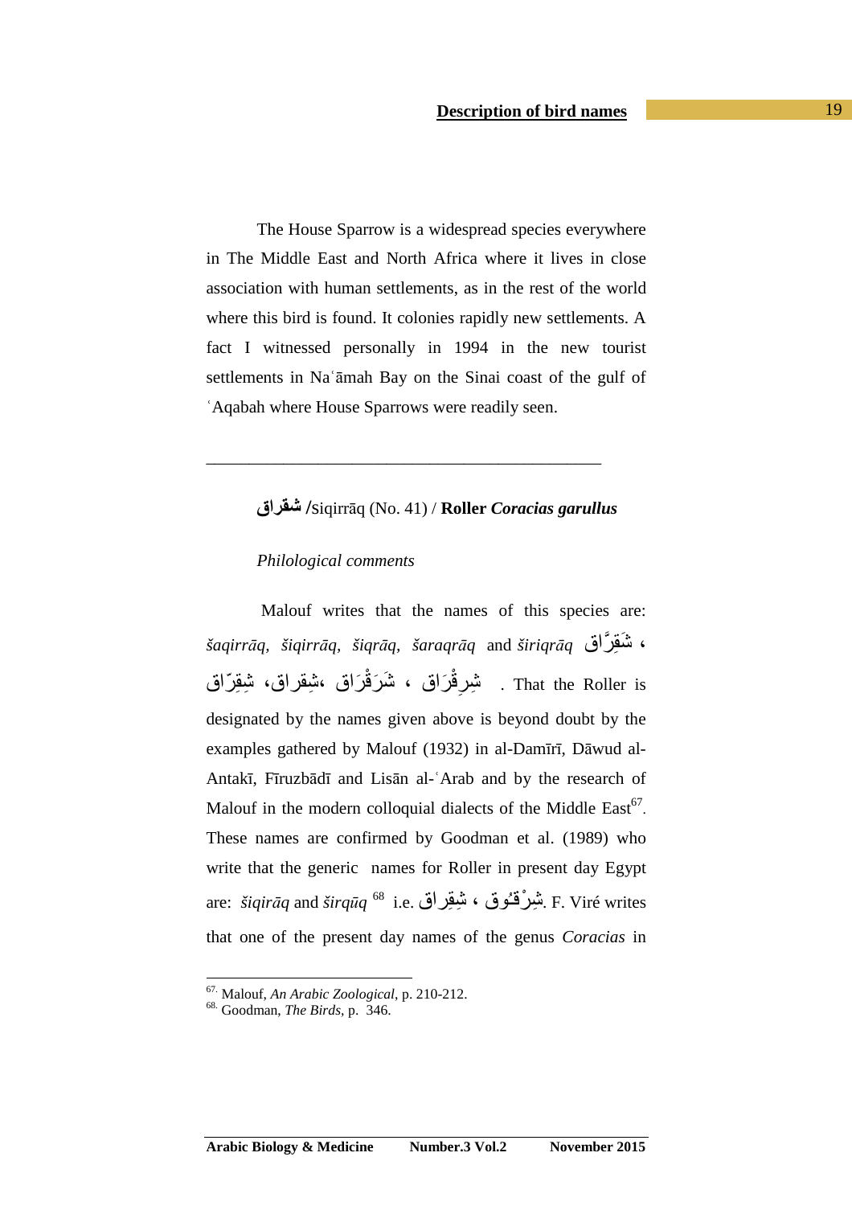The House Sparrow is a widespread species everywhere in The Middle East and North Africa where it lives in close association with human settlements, as in the rest of the world where this bird is found. It colonies rapidly new settlements. A fact I witnessed personally in 1994 in the new tourist settlements in Naʿāmah Bay on the Sinai coast of the gulf of ʿAqabah where House Sparrows were readily seen.

---

**شقراق /**šiqirrāq (No. 41) / **Roller** ***Coracias garullus***

*Philological comments*

Malouf writes that the names of this species are: *šaqirrāq, šiqirrāq, šiqrāq, šaraqrāq* and *širiqrāq* شَقِرَّاق ، شِقِرّاق، شِقراق، شَرَقْرَاق ، شِرِقْرَاق . That the Roller is designated by the names given above is beyond doubt by the examples gathered by Malouf (1932) in al-Damīrī, Dāwud al-Antakī, Fīruzbādī and Lisān al-ʿArab and by the research of Malouf in the modern colloquial dialects of the Middle East[67]. These names are confirmed by Goodman et al. (1989) who write that the generic names for Roller in present day Egypt are: *šiqirāq* and *širqūq* [68] i.e. شِقِراق ، شِرْقـُوق. F. Viré writes that one of the present day names of the genus *Coracias* in

---

[67] Malouf, *An Arabic Zoological*, p. 210-212.

[68] Goodman, *The Birds*, p. 346.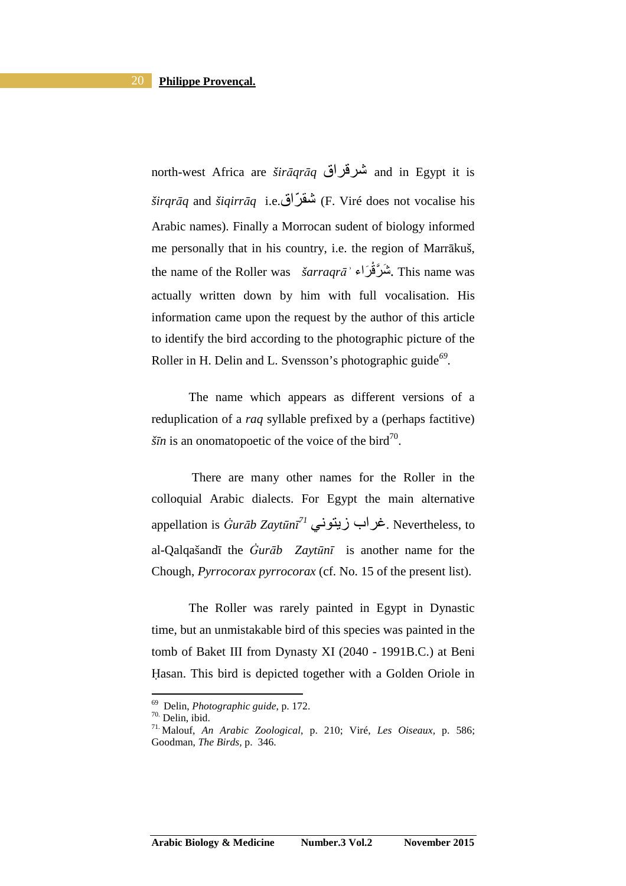north-west Africa are *širāqrāq* شرقراق and in Egypt it is *širqrāq* and *šiqirrāq* i.e.شقرّاق (F. Viré does not vocalise his Arabic names). Finally a Morrocan sudent of biology informed me personally that in his country, i.e. the region of Marrākuš, the name of the Roller was *šarraqrā*ʾ شَرَّقْرَاء. This name was actually written down by him with full vocalisation. His information came upon the request by the author of this article to identify the bird according to the photographic picture of the Roller in H. Delin and L. Svensson's photographic guide[69].

The name which appears as different versions of a reduplication of a *raq* syllable prefixed by a (perhaps factitive) *šīn* is an onomatopoetic of the voice of the bird[70].

There are many other names for the Roller in the colloquial Arabic dialects. For Egypt the main alternative appellation is *Ġurāb Zaytūnī*[71] غراب زيتوني. Nevertheless, to al-Qalqašandī the *Ġurāb Zaytūnī* is another name for the Chough, *Pyrrocorax pyrrocorax* (cf. No. 15 of the present list).

The Roller was rarely painted in Egypt in Dynastic time, but an unmistakable bird of this species was painted in the tomb of Baket III from Dynasty XI (2040 - 1991B.C.) at Beni Ḥasan. This bird is depicted together with a Golden Oriole in

---

69 Delin, *Photographic guide*, p. 172.

70. Delin, ibid.

71. Malouf, *An Arabic Zoological*, p. 210; Viré, *Les Oiseaux*, p. 586; Goodman, *The Birds*, p. 346.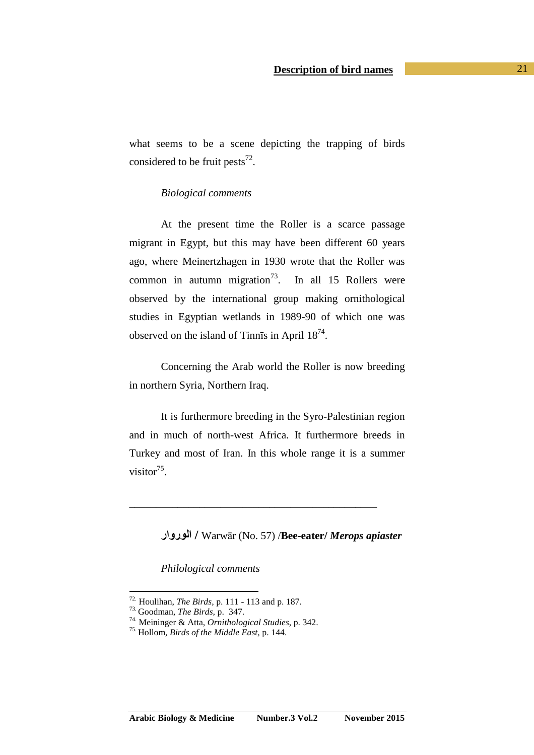what seems to be a scene depicting the trapping of birds considered to be fruit pests[72].

*Biological comments*

At the present time the Roller is a scarce passage migrant in Egypt, but this may have been different 60 years ago, where Meinertzhagen in 1930 wrote that the Roller was common in autumn migration[73]. In all 15 Rollers were observed by the international group making ornithological studies in Egyptian wetlands in 1989-90 of which one was observed on the island of Tinnīs in April 18[74].

Concerning the Arab world the Roller is now breeding in northern Syria, Northern Iraq.

It is furthermore breeding in the Syro-Palestinian region and in much of north-west Africa. It furthermore breeds in Turkey and most of Iran. In this whole range it is a summer visitor[75].

---

**الوروار /** Warwār (No. 57) /**Bee-eater/ *Merops apiaster***

*Philological comments*

---

[72] Houlihan, *The Birds*, p. 111 - 113 and p. 187.
[73] Goodman, *The Birds*, p. 347.
[74] Meininger & Atta, *Ornithological Studies*, p. 342.
[75] Hollom, *Birds of the Middle East*, p. 144.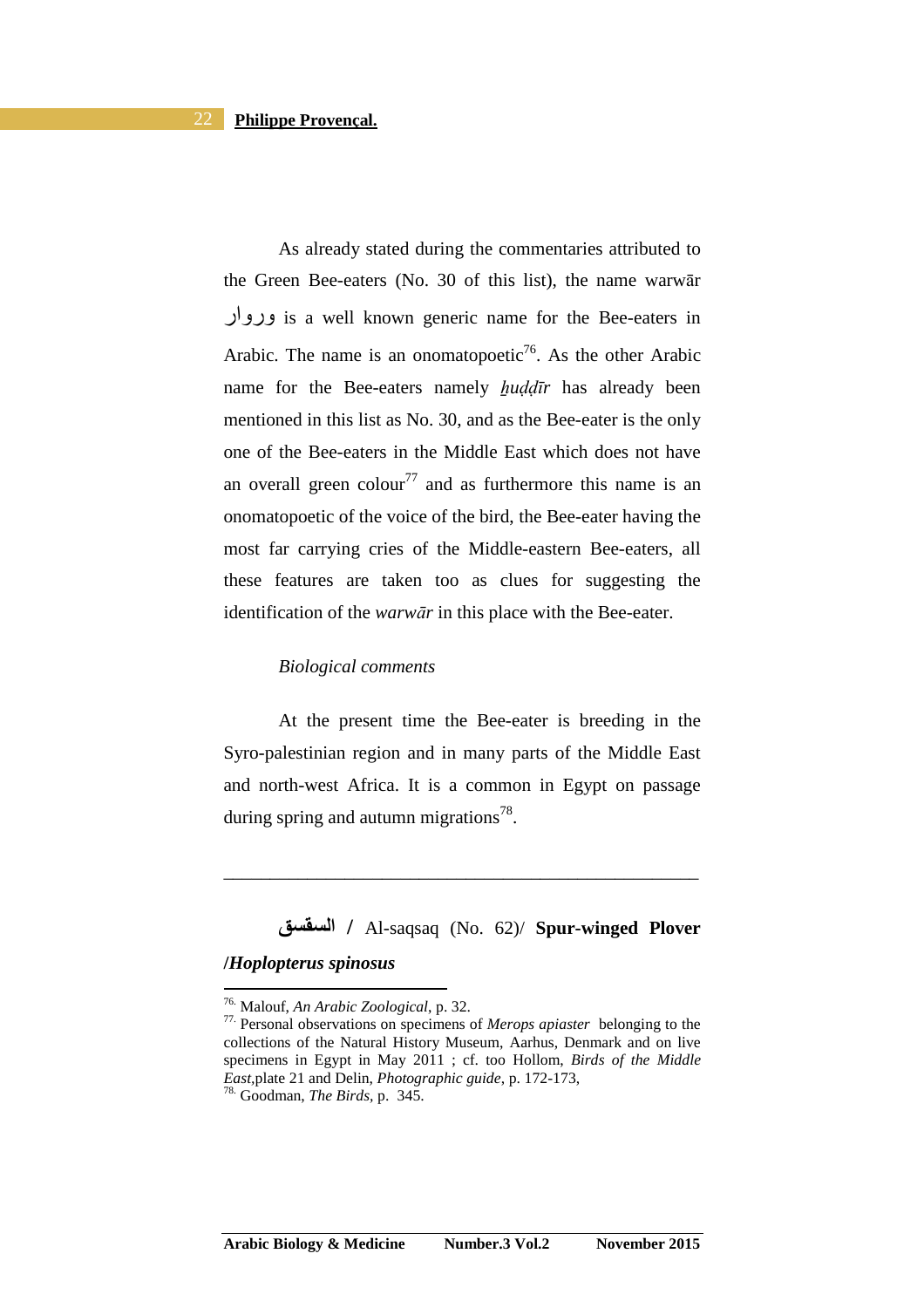As already stated during the commentaries attributed to the Green Bee-eaters (No. 30 of this list), the name warwār وروار is a well known generic name for the Bee-eaters in Arabic. The name is an onomatopoetic[76]. As the other Arabic name for the Bee-eaters namely *ẖuḍḍīr* has already been mentioned in this list as No. 30, and as the Bee-eater is the only one of the Bee-eaters in the Middle East which does not have an overall green colour[77] and as furthermore this name is an onomatopoetic of the voice of the bird, the Bee-eater having the most far carrying cries of the Middle-eastern Bee-eaters, all these features are taken too as clues for suggesting the identification of the *warwār* in this place with the Bee-eater.

*Biological comments*

At the present time the Bee-eater is breeding in the Syro-palestinian region and in many parts of the Middle East and north-west Africa. It is a common in Egypt on passage during spring and autumn migrations[78].

---

**السقسق** / Al-saqsaq (No. 62)/ **Spur-winged Plover /*Hoplopterus spinosus***

---

[76] Malouf, *An Arabic Zoological*, p. 32.

[77] Personal observations on specimens of *Merops apiaster* belonging to the collections of the Natural History Museum, Aarhus, Denmark and on live specimens in Egypt in May 2011 ; cf. too Hollom, *Birds of the Middle East*,plate 21 and Delin, *Photographic guide*, p. 172-173,

[78] Goodman, *The Birds*, p. 345.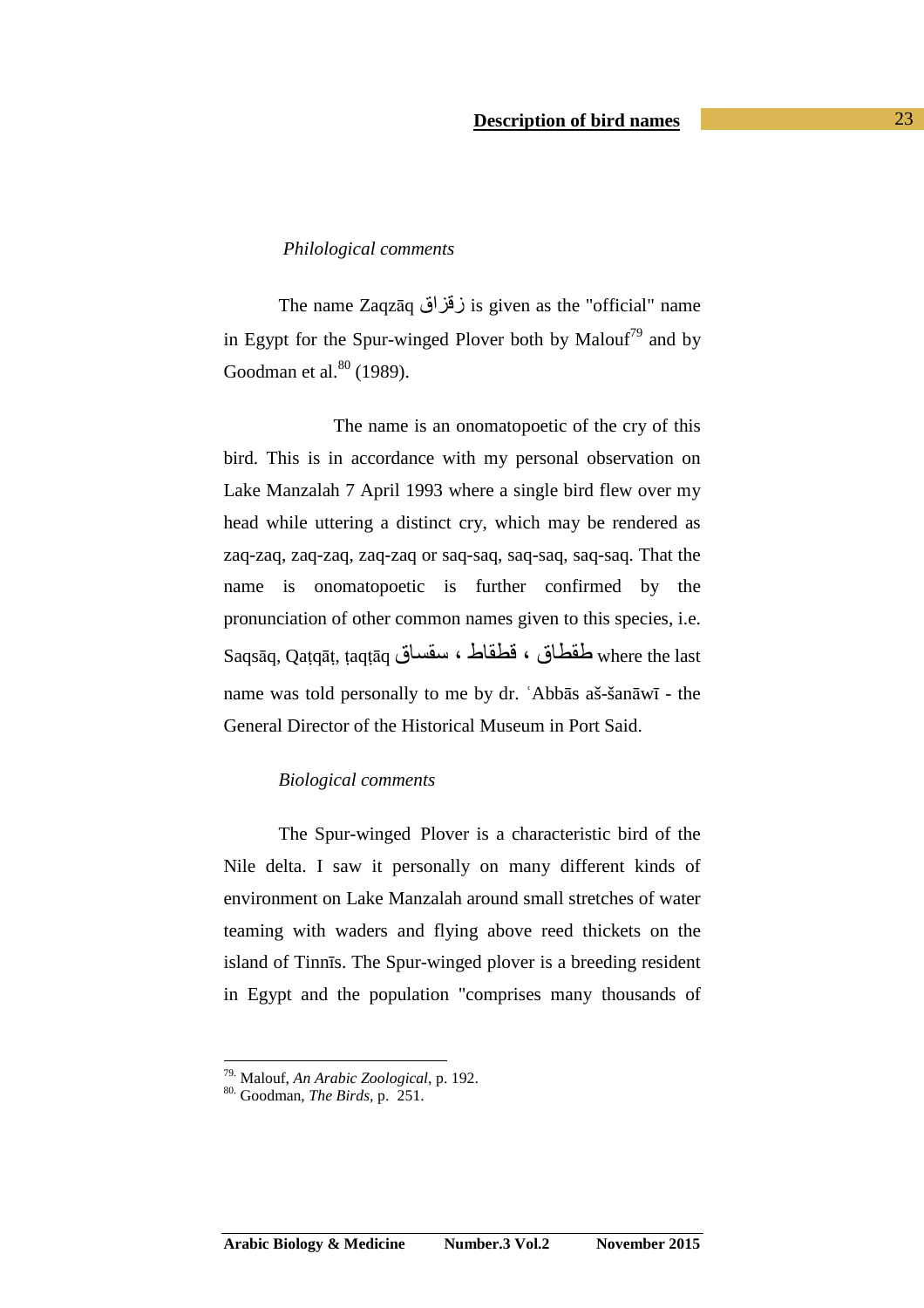*Philological comments*

The name Zaqzāq زقزاق is given as the "official" name in Egypt for the Spur-winged Plover both by Malouf[79] and by Goodman et al.[80] (1989).

The name is an onomatopoetic of the cry of this bird. This is in accordance with my personal observation on Lake Manzalah 7 April 1993 where a single bird flew over my head while uttering a distinct cry, which may be rendered as zaq-zaq, zaq-zaq, zaq-zaq or saq-saq, saq-saq, saq-saq. That the name is onomatopoetic is further confirmed by the pronunciation of other common names given to this species, i.e. Saqsāq, Qaṭqāṭ, ṭaqṭāq سقساق ، قطقاط ، طقطاق where the last name was told personally to me by dr. ʿAbbās aš-šanāwī - the General Director of the Historical Museum in Port Said.

*Biological comments*

The Spur-winged Plover is a characteristic bird of the Nile delta. I saw it personally on many different kinds of environment on Lake Manzalah around small stretches of water teaming with waders and flying above reed thickets on the island of Tinnīs. The Spur-winged plover is a breeding resident in Egypt and the population "comprises many thousands of

---

79. Malouf, *An Arabic Zoological*, p. 192.
80. Goodman, *The Birds*, p. 251.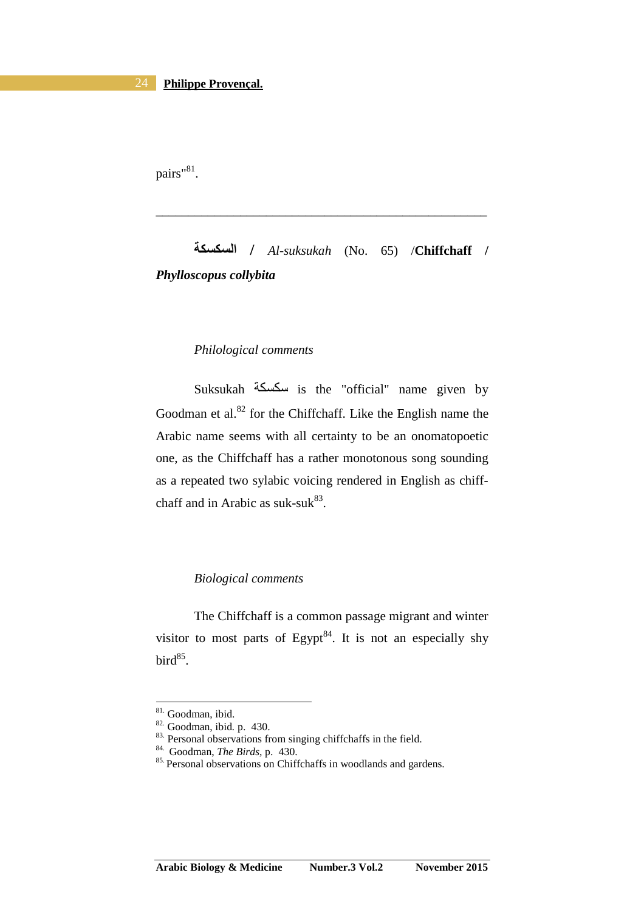pairs"[81].

---

**السسكة** / *Al-suksukah* (No. 65) /**Chiffchaff** / ***Phylloscopus collybita***

*Philological comments*

Suksukah سكسكة is the "official" name given by Goodman et al.[82] for the Chiffchaff. Like the English name the Arabic name seems with all certainty to be an onomatopoetic one, as the Chiffchaff has a rather monotonous song sounding as a repeated two sylabic voicing rendered in English as chiff-chaff and in Arabic as suk-suk[83].

*Biological comments*

The Chiffchaff is a common passage migrant and winter visitor to most parts of Egypt[84]. It is not an especially shy bird[85].

---

81. Goodman, ibid.
82. Goodman, ibid. p. 430.
83. Personal observations from singing chiffchaffs in the field.
84. Goodman, *The Birds*, p. 430.
85. Personal observations on Chiffchaffs in woodlands and gardens.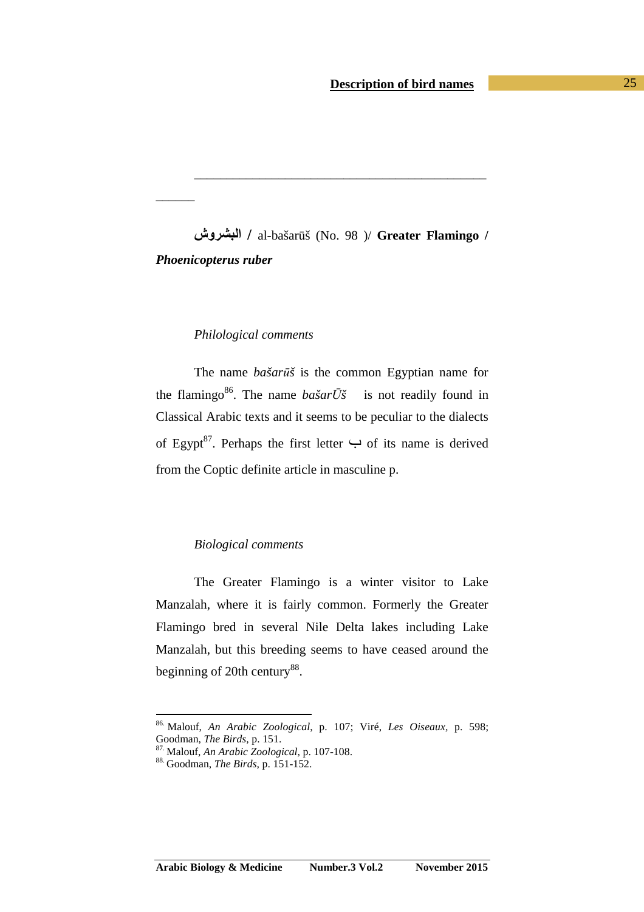**البشروش / al-bašarūš (No. 98 )/ Greater Flamingo / *Phoenicopterus ruber***

*Philological comments*

The name *bašarūš* is the common Egyptian name for the flamingo[86]. The name *bašarŪš* is not readily found in Classical Arabic texts and it seems to be peculiar to the dialects of Egypt[87]. Perhaps the first letter ب of its name is derived from the Coptic definite article in masculine p.

*Biological comments*

The Greater Flamingo is a winter visitor to Lake Manzalah, where it is fairly common. Formerly the Greater Flamingo bred in several Nile Delta lakes including Lake Manzalah, but this breeding seems to have ceased around the beginning of 20th century[88].

---

[86] Malouf, *An Arabic Zoological*, p. 107; Viré, *Les Oiseaux*, p. 598; Goodman, *The Birds*, p. 151.
[87] Malouf, *An Arabic Zoological*, p. 107-108.
[88] Goodman, *The Birds*, p. 151-152.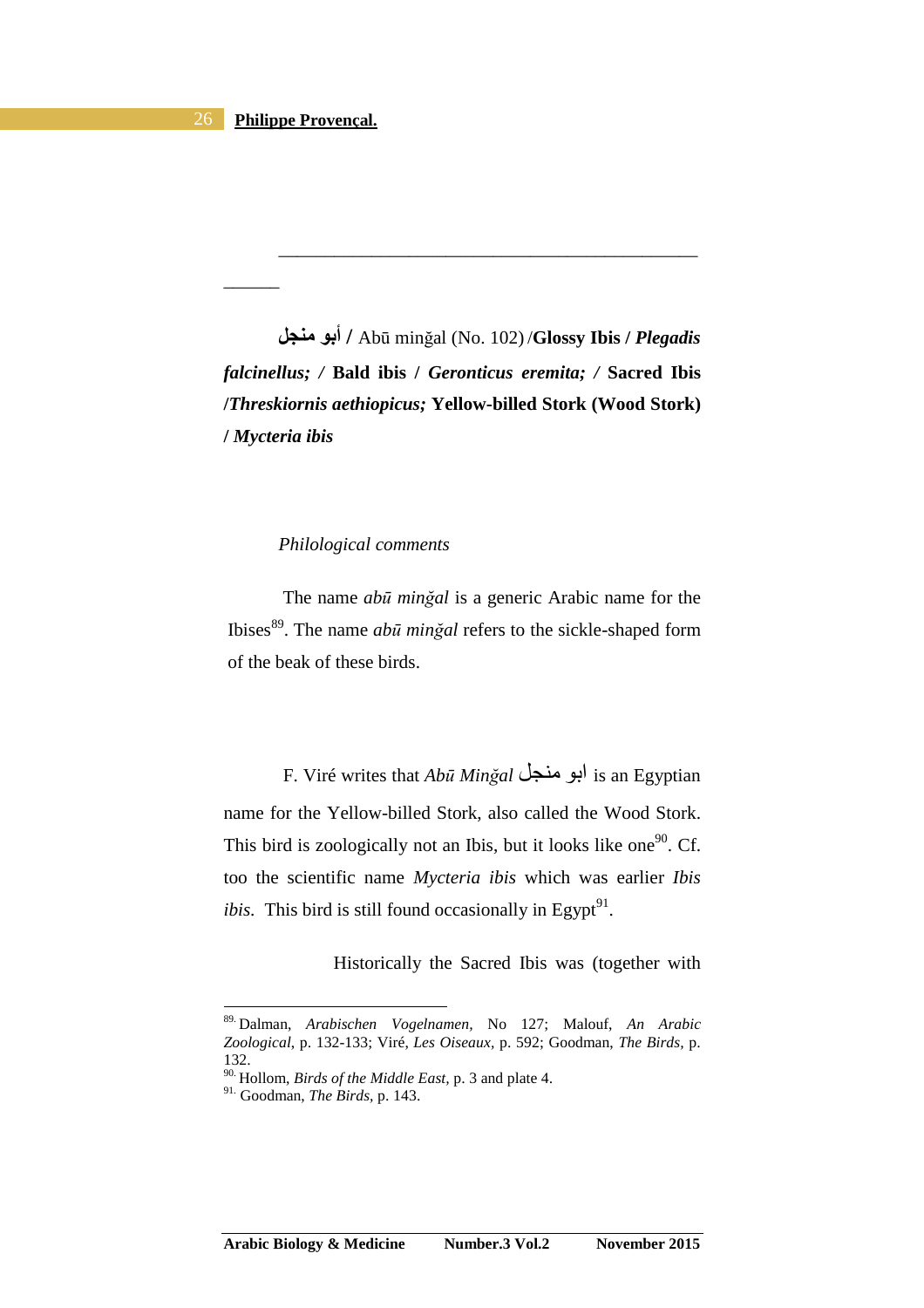**أبو منجل / ** Abū minğal (No. 102) /**Glossy Ibis / *Plegadis falcinellus; /* Bald ibis / *Geronticus eremita; /* Sacred Ibis /*Threskiornis aethiopicus;* Yellow-billed Stork (Wood Stork) / *Mycteria ibis***

*Philological comments*

The name *abū minğal* is a generic Arabic name for the Ibises[89]. The name *abū minğal* refers to the sickle-shaped form of the beak of these birds.

F. Viré writes that *Abū Minğal* ابو منجل is an Egyptian name for the Yellow-billed Stork, also called the Wood Stork. This bird is zoologically not an Ibis, but it looks like one[90]. Cf. too the scientific name *Mycteria ibis* which was earlier *Ibis ibis*. This bird is still found occasionally in Egypt[91].

Historically the Sacred Ibis was (together with

---

[89] Dalman, *Arabischen Vogelnamen*, No 127; Malouf, *An Arabic Zoological*, p. 132-133; Viré, *Les Oiseaux*, p. 592; Goodman, *The Birds*, p. 132.

[90] Hollom, *Birds of the Middle East*, p. 3 and plate 4.

[91] Goodman, *The Birds*, p. 143.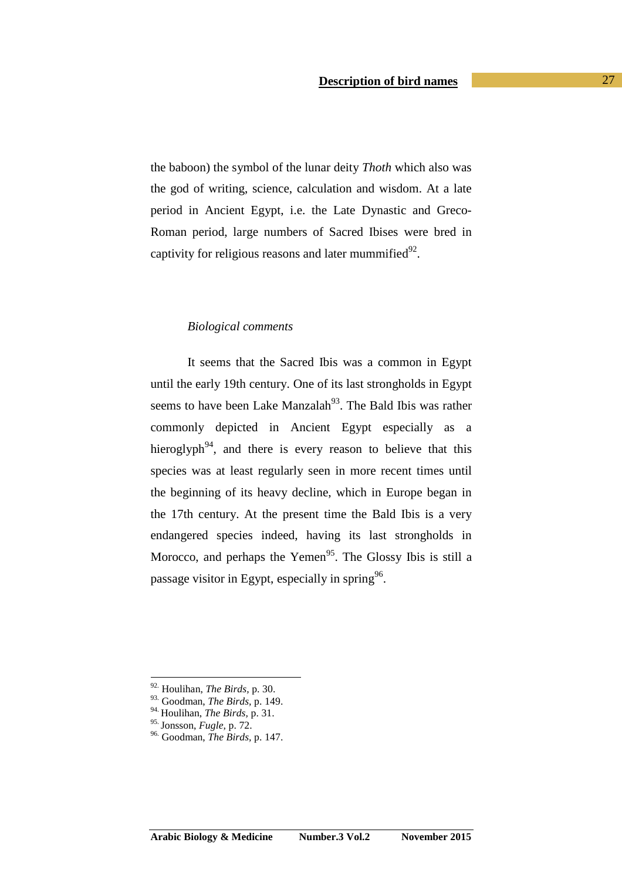the baboon) the symbol of the lunar deity *Thoth* which also was the god of writing, science, calculation and wisdom. At a late period in Ancient Egypt, i.e. the Late Dynastic and Greco-Roman period, large numbers of Sacred Ibises were bred in captivity for religious reasons and later mummified[92].

*Biological comments*

It seems that the Sacred Ibis was a common in Egypt until the early 19th century. One of its last strongholds in Egypt seems to have been Lake Manzalah[93]. The Bald Ibis was rather commonly depicted in Ancient Egypt especially as a hieroglyph[94], and there is every reason to believe that this species was at least regularly seen in more recent times until the beginning of its heavy decline, which in Europe began in the 17th century. At the present time the Bald Ibis is a very endangered species indeed, having its last strongholds in Morocco, and perhaps the Yemen[95]. The Glossy Ibis is still a passage visitor in Egypt, especially in spring[96].

---

92. Houlihan, *The Birds*, p. 30.
93. Goodman, *The Birds*, p. 149.
94. Houlihan, *The Birds*, p. 31.
95. Jonsson, *Fugle*, p. 72.
96. Goodman, *The Birds*, p. 147.